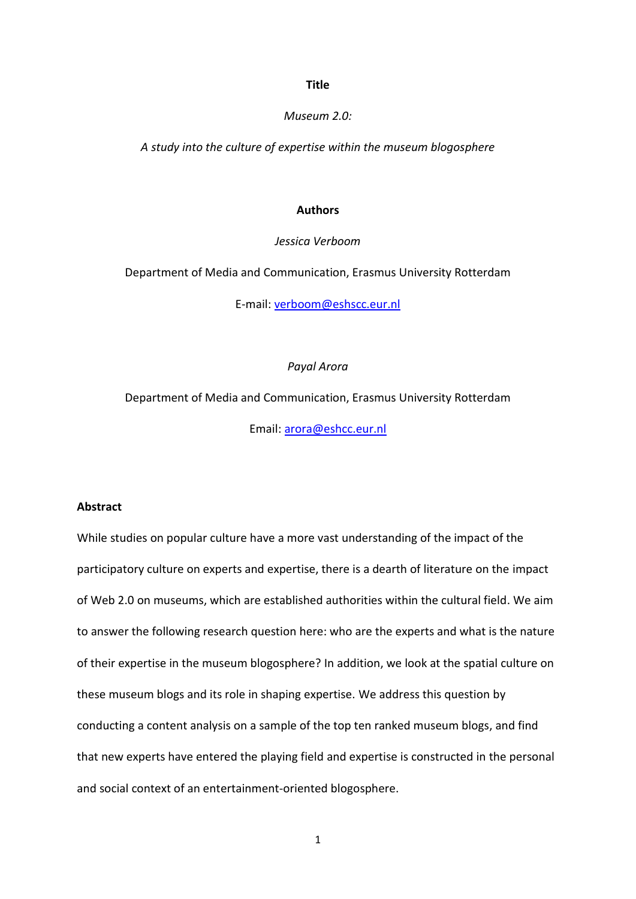**Title**

*Museum 2.0:*

*A study into the culture of expertise within the museum blogosphere*

**Authors**

*Jessica Verboom*

Department of Media and Communication, Erasmus University Rotterdam

E-mail: verboom@eshscc.eur.nl

*Payal Arora*

Department of Media and Communication, Erasmus University Rotterdam

Email: arora@eshcc.eur.nl

## Abstract

While studies on popular culture have a more vast understanding of the impact of the participatory culture on experts and expertise, there is a dearth of literature on the impact of Web 2.0 on museums, which are established authorities within the cultural field. We aim to answer the following research question here: who are the experts and what is the nature of their expertise in the museum blogosphere? In addition, we look at the spatial culture on these museum blogs and its role in shaping expertise. We address this question by conducting a content analysis on a sample of the top ten ranked museum blogs, and find that new experts have entered the playing field and expertise is constructed in the personal and social context of an entertainment-oriented blogosphere.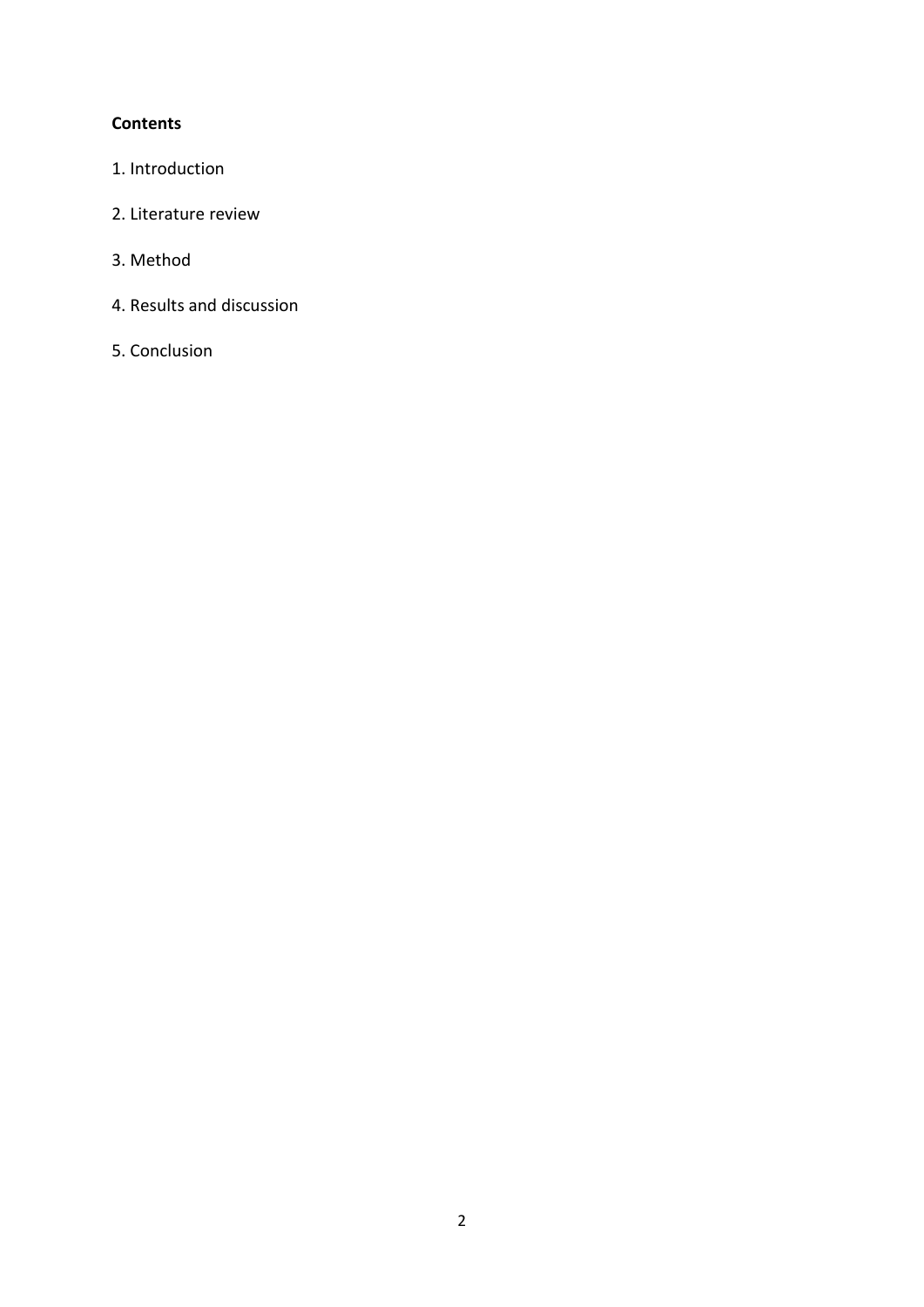**Contents**

1. Introduction

2. Literature review

3. Method

4. Results and discussion

5. Conclusion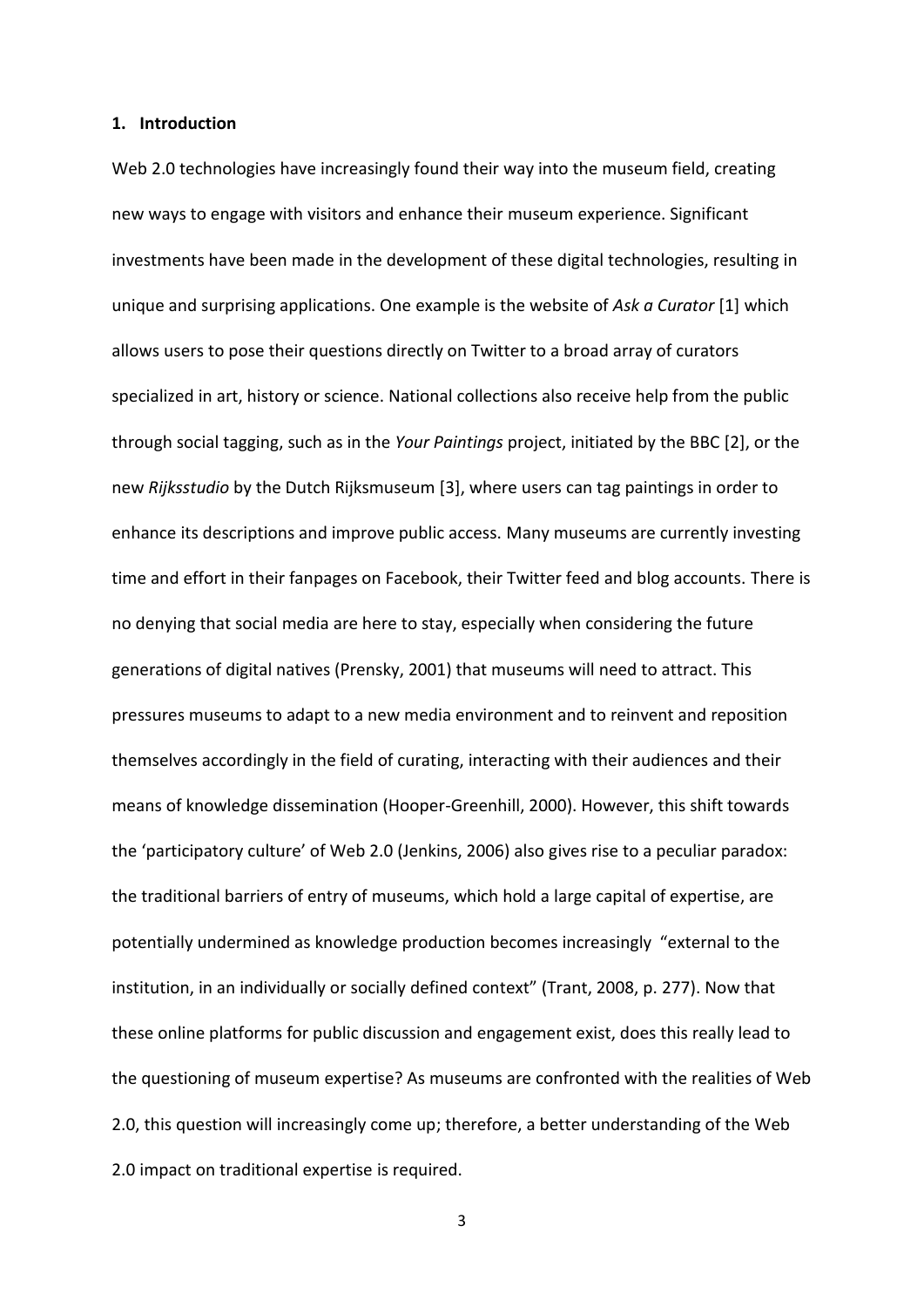## 1. Introduction

Web 2.0 technologies have increasingly found their way into the museum field, creating new ways to engage with visitors and enhance their museum experience. Significant investments have been made in the development of these digital technologies, resulting in unique and surprising applications. One example is the website of *Ask a Curator* [1] which allows users to pose their questions directly on Twitter to a broad array of curators specialized in art, history or science. National collections also receive help from the public through social tagging, such as in the *Your Paintings* project, initiated by the BBC [2], or the new *Rijksstudio* by the Dutch Rijksmuseum [3], where users can tag paintings in order to enhance its descriptions and improve public access. Many museums are currently investing time and effort in their fanpages on Facebook, their Twitter feed and blog accounts. There is no denying that social media are here to stay, especially when considering the future generations of digital natives (Prensky, 2001) that museums will need to attract. This pressures museums to adapt to a new media environment and to reinvent and reposition themselves accordingly in the field of curating, interacting with their audiences and their means of knowledge dissemination (Hooper-Greenhill, 2000). However, this shift towards the 'participatory culture' of Web 2.0 (Jenkins, 2006) also gives rise to a peculiar paradox: the traditional barriers of entry of museums, which hold a large capital of expertise, are potentially undermined as knowledge production becomes increasingly "external to the institution, in an individually or socially defined context" (Trant, 2008, p. 277). Now that these online platforms for public discussion and engagement exist, does this really lead to the questioning of museum expertise? As museums are confronted with the realities of Web 2.0, this question will increasingly come up; therefore, a better understanding of the Web 2.0 impact on traditional expertise is required.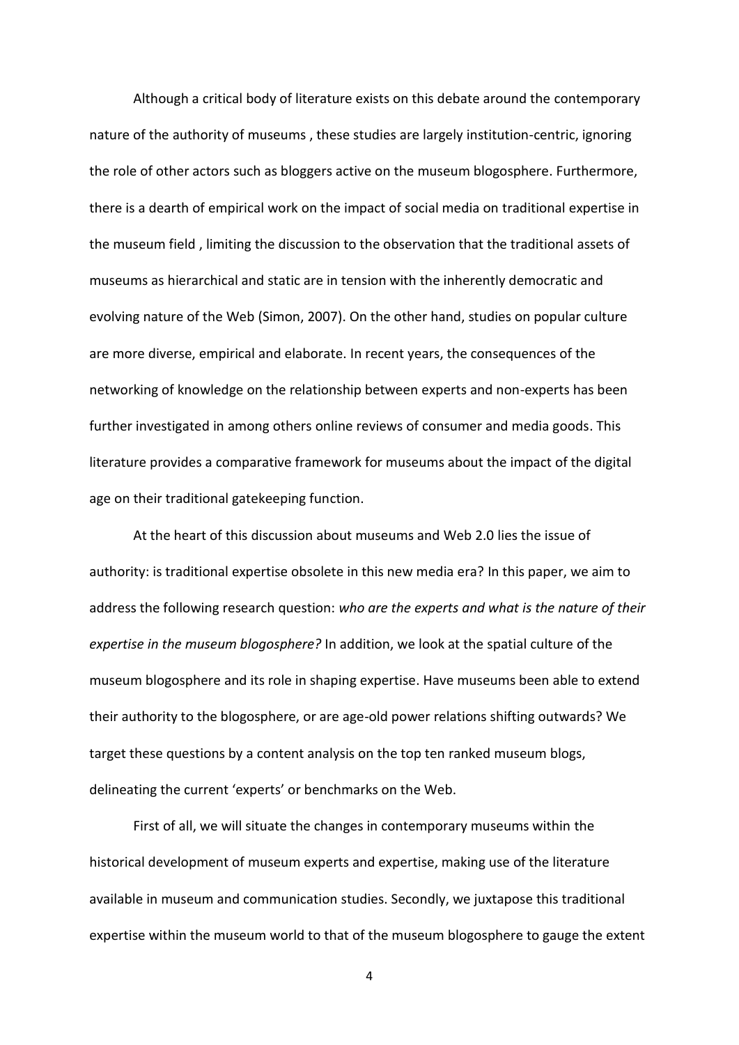Although a critical body of literature exists on this debate around the contemporary nature of the authority of museums , these studies are largely institution-centric, ignoring the role of other actors such as bloggers active on the museum blogosphere. Furthermore, there is a dearth of empirical work on the impact of social media on traditional expertise in the museum field , limiting the discussion to the observation that the traditional assets of museums as hierarchical and static are in tension with the inherently democratic and evolving nature of the Web (Simon, 2007). On the other hand, studies on popular culture are more diverse, empirical and elaborate. In recent years, the consequences of the networking of knowledge on the relationship between experts and non-experts has been further investigated in among others online reviews of consumer and media goods. This literature provides a comparative framework for museums about the impact of the digital age on their traditional gatekeeping function.

At the heart of this discussion about museums and Web 2.0 lies the issue of authority: is traditional expertise obsolete in this new media era? In this paper, we aim to address the following research question: *who are the experts and what is the nature of their expertise in the museum blogosphere?* In addition, we look at the spatial culture of the museum blogosphere and its role in shaping expertise. Have museums been able to extend their authority to the blogosphere, or are age-old power relations shifting outwards? We target these questions by a content analysis on the top ten ranked museum blogs, delineating the current 'experts' or benchmarks on the Web.

First of all, we will situate the changes in contemporary museums within the historical development of museum experts and expertise, making use of the literature available in museum and communication studies. Secondly, we juxtapose this traditional expertise within the museum world to that of the museum blogosphere to gauge the extent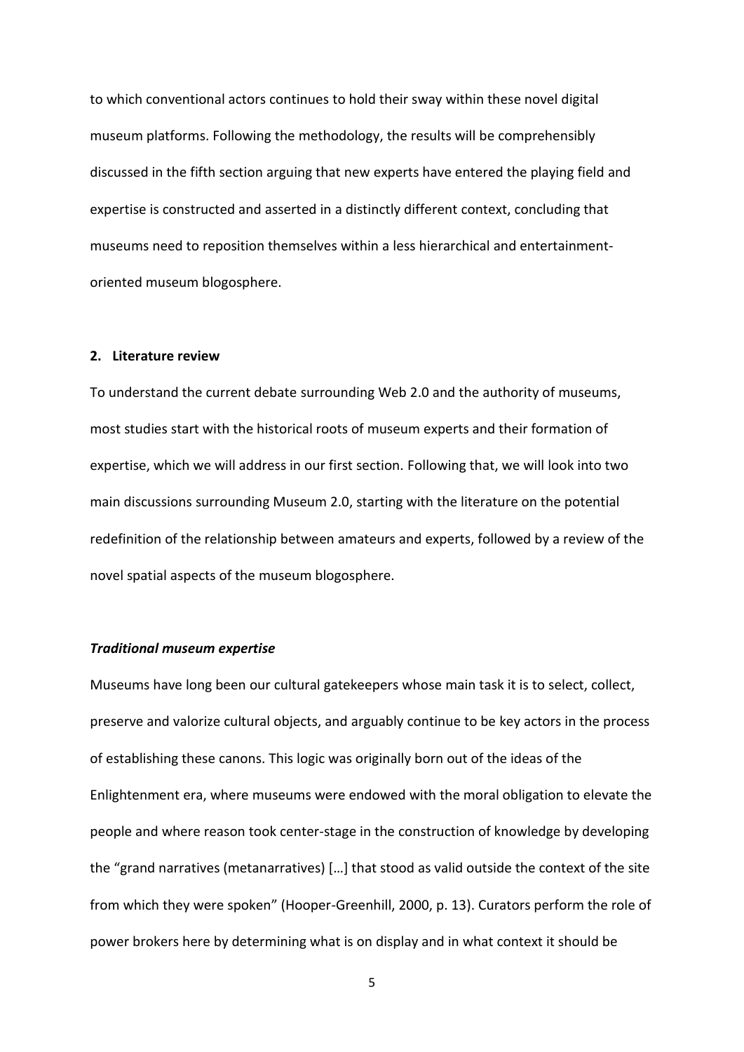to which conventional actors continues to hold their sway within these novel digital museum platforms. Following the methodology, the results will be comprehensibly discussed in the fifth section arguing that new experts have entered the playing field and expertise is constructed and asserted in a distinctly different context, concluding that museums need to reposition themselves within a less hierarchical and entertainment-oriented museum blogosphere.

## 2. Literature review

To understand the current debate surrounding Web 2.0 and the authority of museums, most studies start with the historical roots of museum experts and their formation of expertise, which we will address in our first section. Following that, we will look into two main discussions surrounding Museum 2.0, starting with the literature on the potential redefinition of the relationship between amateurs and experts, followed by a review of the novel spatial aspects of the museum blogosphere.

### *Traditional museum expertise*

Museums have long been our cultural gatekeepers whose main task it is to select, collect, preserve and valorize cultural objects, and arguably continue to be key actors in the process of establishing these canons. This logic was originally born out of the ideas of the Enlightenment era, where museums were endowed with the moral obligation to elevate the people and where reason took center-stage in the construction of knowledge by developing the "grand narratives (metanarratives) […] that stood as valid outside the context of the site from which they were spoken" (Hooper-Greenhill, 2000, p. 13). Curators perform the role of power brokers here by determining what is on display and in what context it should be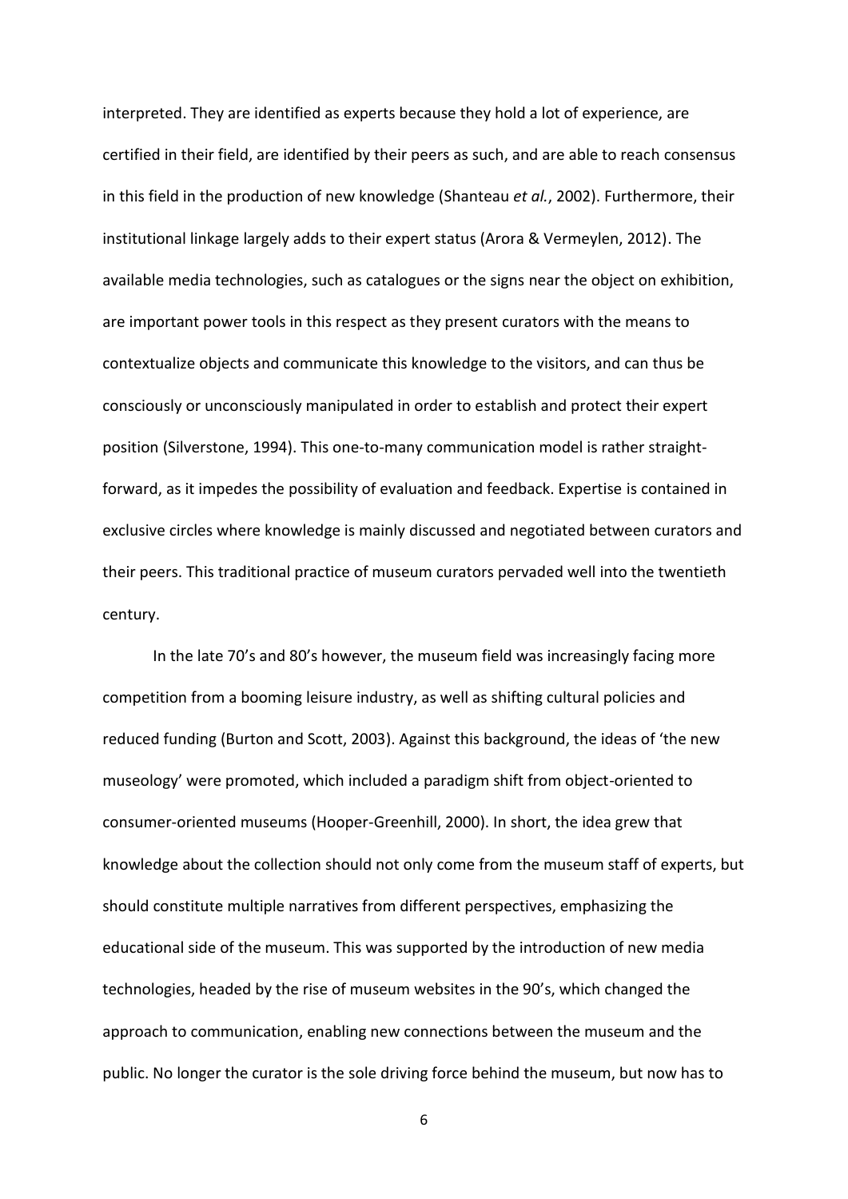interpreted. They are identified as experts because they hold a lot of experience, are certified in their field, are identified by their peers as such, and are able to reach consensus in this field in the production of new knowledge (Shanteau *et al.*, 2002). Furthermore, their institutional linkage largely adds to their expert status (Arora & Vermeylen, 2012). The available media technologies, such as catalogues or the signs near the object on exhibition, are important power tools in this respect as they present curators with the means to contextualize objects and communicate this knowledge to the visitors, and can thus be consciously or unconsciously manipulated in order to establish and protect their expert position (Silverstone, 1994). This one-to-many communication model is rather straight-forward, as it impedes the possibility of evaluation and feedback. Expertise is contained in exclusive circles where knowledge is mainly discussed and negotiated between curators and their peers. This traditional practice of museum curators pervaded well into the twentieth century.

In the late 70's and 80's however, the museum field was increasingly facing more competition from a booming leisure industry, as well as shifting cultural policies and reduced funding (Burton and Scott, 2003). Against this background, the ideas of 'the new museology' were promoted, which included a paradigm shift from object-oriented to consumer-oriented museums (Hooper-Greenhill, 2000). In short, the idea grew that knowledge about the collection should not only come from the museum staff of experts, but should constitute multiple narratives from different perspectives, emphasizing the educational side of the museum. This was supported by the introduction of new media technologies, headed by the rise of museum websites in the 90's, which changed the approach to communication, enabling new connections between the museum and the public. No longer the curator is the sole driving force behind the museum, but now has to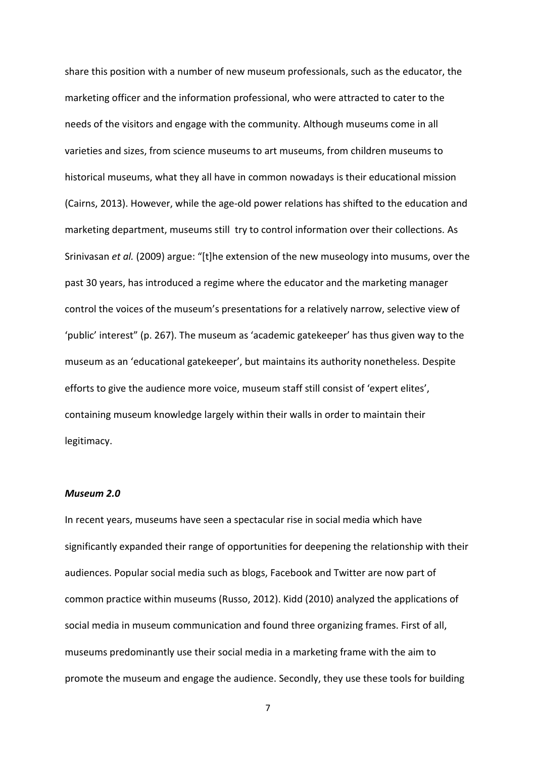share this position with a number of new museum professionals, such as the educator, the marketing officer and the information professional, who were attracted to cater to the needs of the visitors and engage with the community. Although museums come in all varieties and sizes, from science museums to art museums, from children museums to historical museums, what they all have in common nowadays is their educational mission (Cairns, 2013). However, while the age-old power relations has shifted to the education and marketing department, museums still try to control information over their collections. As Srinivasan *et al.* (2009) argue: "[t]he extension of the new museology into musums, over the past 30 years, has introduced a regime where the educator and the marketing manager control the voices of the museum's presentations for a relatively narrow, selective view of 'public' interest" (p. 267). The museum as 'academic gatekeeper' has thus given way to the museum as an 'educational gatekeeper', but maintains its authority nonetheless. Despite efforts to give the audience more voice, museum staff still consist of 'expert elites', containing museum knowledge largely within their walls in order to maintain their legitimacy.

***Museum 2.0***

In recent years, museums have seen a spectacular rise in social media which have significantly expanded their range of opportunities for deepening the relationship with their audiences. Popular social media such as blogs, Facebook and Twitter are now part of common practice within museums (Russo, 2012). Kidd (2010) analyzed the applications of social media in museum communication and found three organizing frames. First of all, museums predominantly use their social media in a marketing frame with the aim to promote the museum and engage the audience. Secondly, they use these tools for building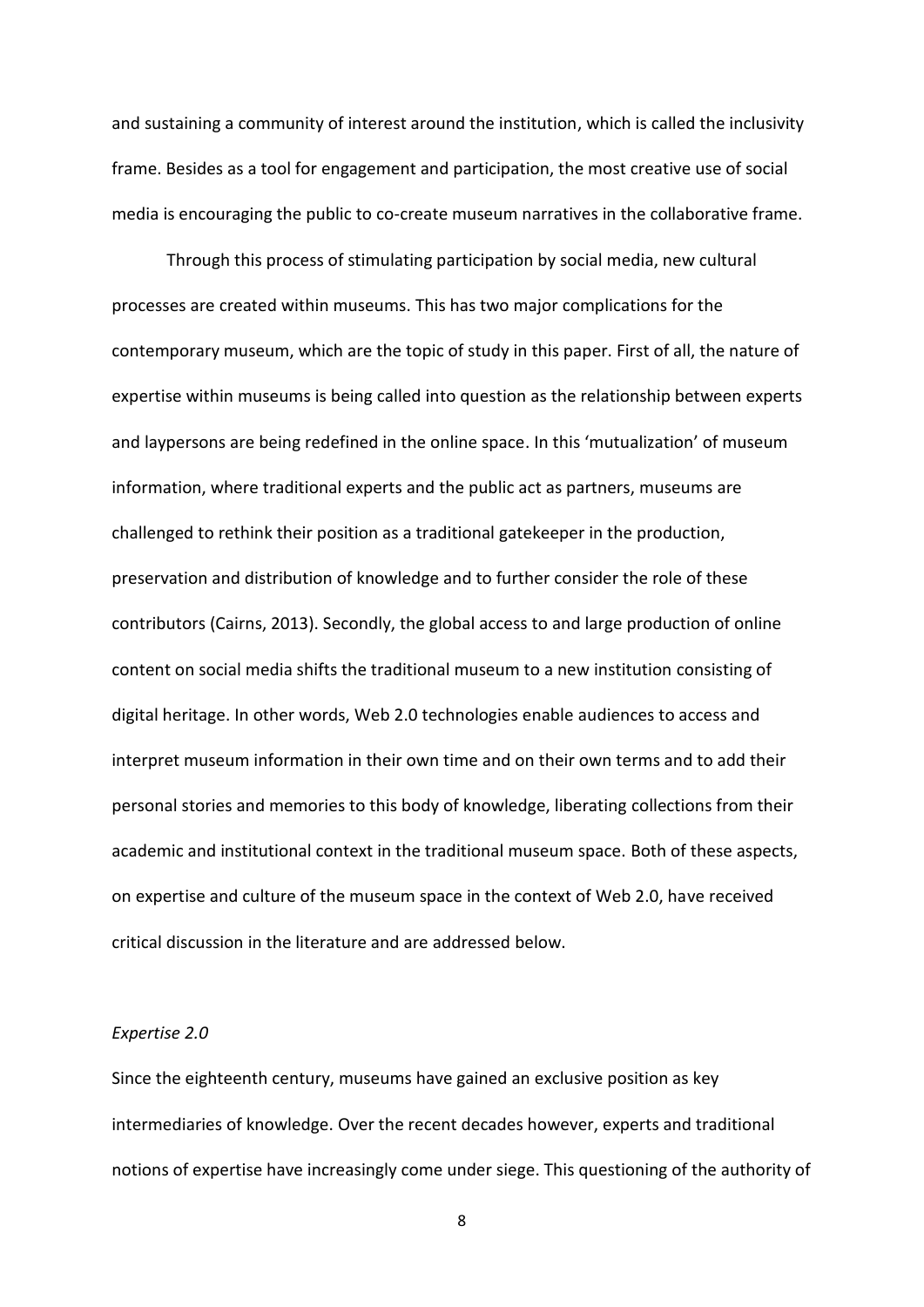and sustaining a community of interest around the institution, which is called the inclusivity frame. Besides as a tool for engagement and participation, the most creative use of social media is encouraging the public to co-create museum narratives in the collaborative frame.

Through this process of stimulating participation by social media, new cultural processes are created within museums. This has two major complications for the contemporary museum, which are the topic of study in this paper. First of all, the nature of expertise within museums is being called into question as the relationship between experts and laypersons are being redefined in the online space. In this 'mutualization' of museum information, where traditional experts and the public act as partners, museums are challenged to rethink their position as a traditional gatekeeper in the production, preservation and distribution of knowledge and to further consider the role of these contributors (Cairns, 2013). Secondly, the global access to and large production of online content on social media shifts the traditional museum to a new institution consisting of digital heritage. In other words, Web 2.0 technologies enable audiences to access and interpret museum information in their own time and on their own terms and to add their personal stories and memories to this body of knowledge, liberating collections from their academic and institutional context in the traditional museum space. Both of these aspects, on expertise and culture of the museum space in the context of Web 2.0, have received critical discussion in the literature and are addressed below.

*Expertise 2.0*

Since the eighteenth century, museums have gained an exclusive position as key intermediaries of knowledge. Over the recent decades however, experts and traditional notions of expertise have increasingly come under siege. This questioning of the authority of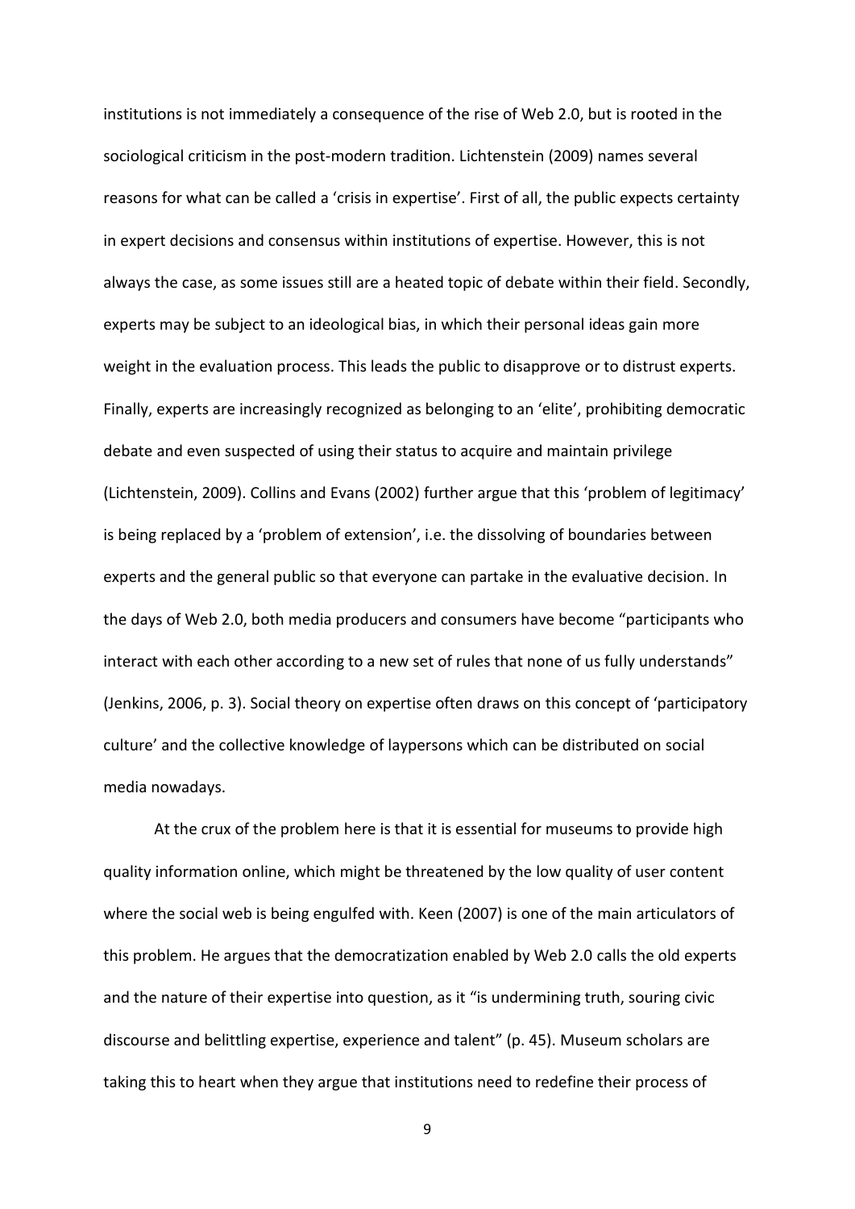institutions is not immediately a consequence of the rise of Web 2.0, but is rooted in the sociological criticism in the post-modern tradition. Lichtenstein (2009) names several reasons for what can be called a 'crisis in expertise'. First of all, the public expects certainty in expert decisions and consensus within institutions of expertise. However, this is not always the case, as some issues still are a heated topic of debate within their field. Secondly, experts may be subject to an ideological bias, in which their personal ideas gain more weight in the evaluation process. This leads the public to disapprove or to distrust experts. Finally, experts are increasingly recognized as belonging to an 'elite', prohibiting democratic debate and even suspected of using their status to acquire and maintain privilege (Lichtenstein, 2009). Collins and Evans (2002) further argue that this 'problem of legitimacy' is being replaced by a 'problem of extension', i.e. the dissolving of boundaries between experts and the general public so that everyone can partake in the evaluative decision. In the days of Web 2.0, both media producers and consumers have become "participants who interact with each other according to a new set of rules that none of us fully understands" (Jenkins, 2006, p. 3). Social theory on expertise often draws on this concept of 'participatory culture' and the collective knowledge of laypersons which can be distributed on social media nowadays.

At the crux of the problem here is that it is essential for museums to provide high quality information online, which might be threatened by the low quality of user content where the social web is being engulfed with. Keen (2007) is one of the main articulators of this problem. He argues that the democratization enabled by Web 2.0 calls the old experts and the nature of their expertise into question, as it "is undermining truth, souring civic discourse and belittling expertise, experience and talent" (p. 45). Museum scholars are taking this to heart when they argue that institutions need to redefine their process of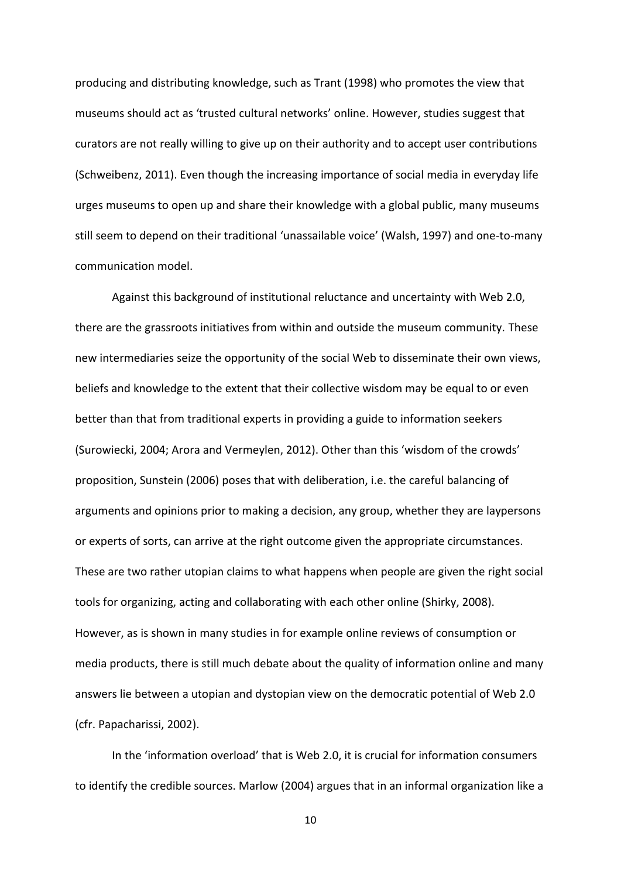producing and distributing knowledge, such as Trant (1998) who promotes the view that museums should act as 'trusted cultural networks' online. However, studies suggest that curators are not really willing to give up on their authority and to accept user contributions (Schweibenz, 2011). Even though the increasing importance of social media in everyday life urges museums to open up and share their knowledge with a global public, many museums still seem to depend on their traditional 'unassailable voice' (Walsh, 1997) and one-to-many communication model.

Against this background of institutional reluctance and uncertainty with Web 2.0, there are the grassroots initiatives from within and outside the museum community. These new intermediaries seize the opportunity of the social Web to disseminate their own views, beliefs and knowledge to the extent that their collective wisdom may be equal to or even better than that from traditional experts in providing a guide to information seekers (Surowiecki, 2004; Arora and Vermeylen, 2012). Other than this 'wisdom of the crowds' proposition, Sunstein (2006) poses that with deliberation, i.e. the careful balancing of arguments and opinions prior to making a decision, any group, whether they are laypersons or experts of sorts, can arrive at the right outcome given the appropriate circumstances. These are two rather utopian claims to what happens when people are given the right social tools for organizing, acting and collaborating with each other online (Shirky, 2008). However, as is shown in many studies in for example online reviews of consumption or media products, there is still much debate about the quality of information online and many answers lie between a utopian and dystopian view on the democratic potential of Web 2.0 (cfr. Papacharissi, 2002).

In the 'information overload' that is Web 2.0, it is crucial for information consumers to identify the credible sources. Marlow (2004) argues that in an informal organization like a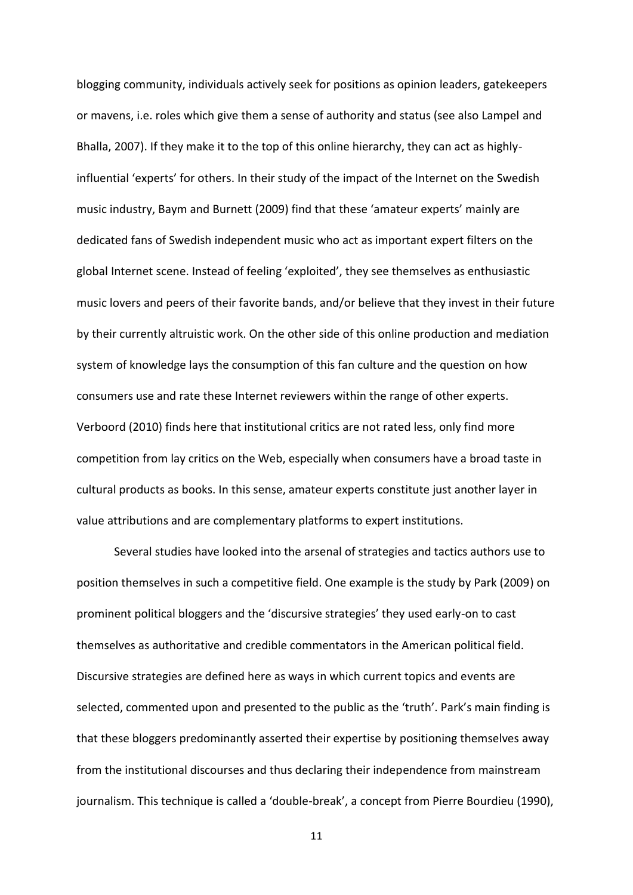blogging community, individuals actively seek for positions as opinion leaders, gatekeepers or mavens, i.e. roles which give them a sense of authority and status (see also Lampel and Bhalla, 2007). If they make it to the top of this online hierarchy, they can act as highly-influential 'experts' for others. In their study of the impact of the Internet on the Swedish music industry, Baym and Burnett (2009) find that these 'amateur experts' mainly are dedicated fans of Swedish independent music who act as important expert filters on the global Internet scene. Instead of feeling 'exploited', they see themselves as enthusiastic music lovers and peers of their favorite bands, and/or believe that they invest in their future by their currently altruistic work. On the other side of this online production and mediation system of knowledge lays the consumption of this fan culture and the question on how consumers use and rate these Internet reviewers within the range of other experts. Verboord (2010) finds here that institutional critics are not rated less, only find more competition from lay critics on the Web, especially when consumers have a broad taste in cultural products as books. In this sense, amateur experts constitute just another layer in value attributions and are complementary platforms to expert institutions.

Several studies have looked into the arsenal of strategies and tactics authors use to position themselves in such a competitive field. One example is the study by Park (2009) on prominent political bloggers and the 'discursive strategies' they used early-on to cast themselves as authoritative and credible commentators in the American political field. Discursive strategies are defined here as ways in which current topics and events are selected, commented upon and presented to the public as the 'truth'. Park's main finding is that these bloggers predominantly asserted their expertise by positioning themselves away from the institutional discourses and thus declaring their independence from mainstream journalism. This technique is called a 'double-break', a concept from Pierre Bourdieu (1990),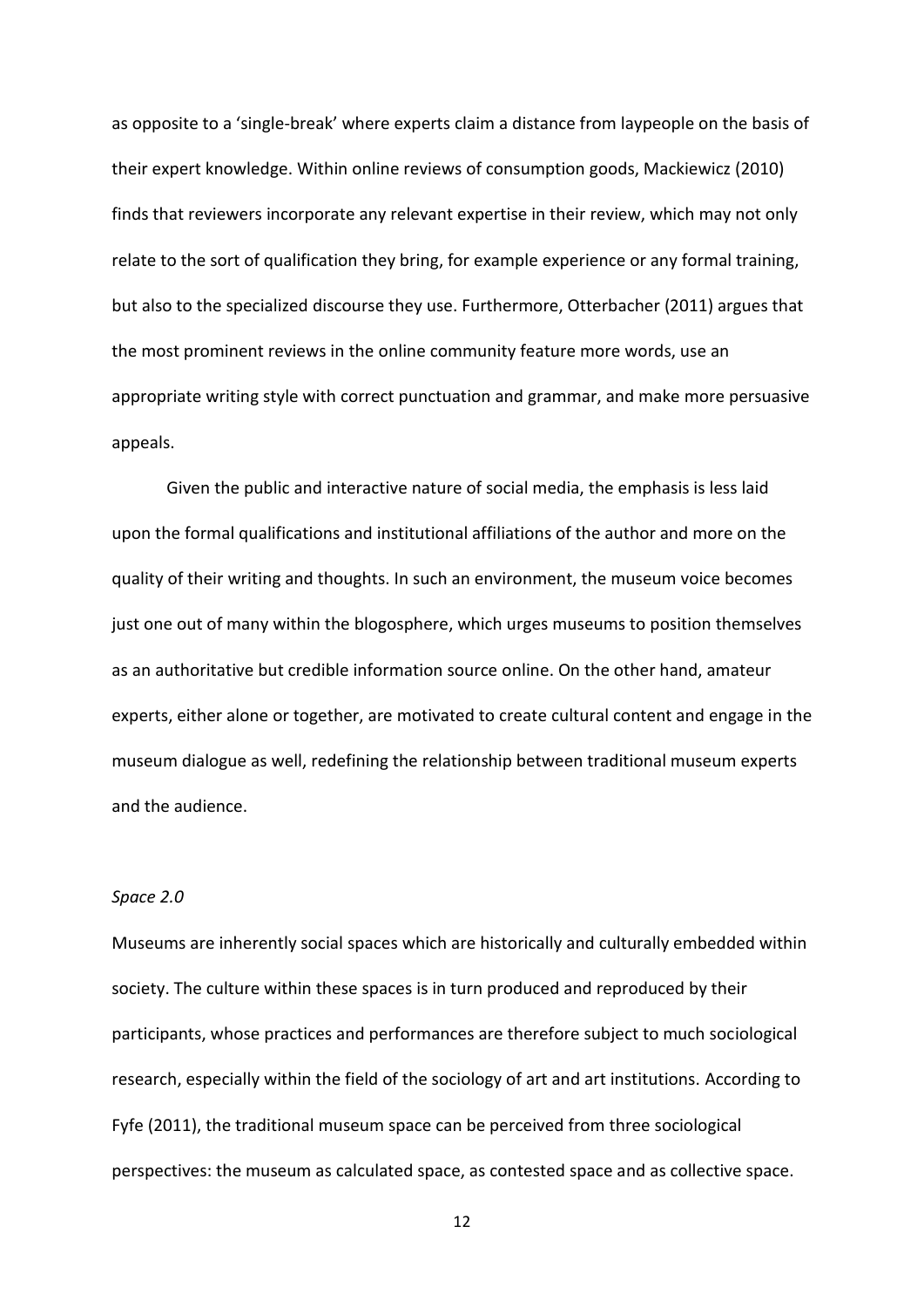as opposite to a 'single-break' where experts claim a distance from laypeople on the basis of their expert knowledge. Within online reviews of consumption goods, Mackiewicz (2010) finds that reviewers incorporate any relevant expertise in their review, which may not only relate to the sort of qualification they bring, for example experience or any formal training, but also to the specialized discourse they use. Furthermore, Otterbacher (2011) argues that the most prominent reviews in the online community feature more words, use an appropriate writing style with correct punctuation and grammar, and make more persuasive appeals.

Given the public and interactive nature of social media, the emphasis is less laid upon the formal qualifications and institutional affiliations of the author and more on the quality of their writing and thoughts. In such an environment, the museum voice becomes just one out of many within the blogosphere, which urges museums to position themselves as an authoritative but credible information source online. On the other hand, amateur experts, either alone or together, are motivated to create cultural content and engage in the museum dialogue as well, redefining the relationship between traditional museum experts and the audience.

*Space 2.0*

Museums are inherently social spaces which are historically and culturally embedded within society. The culture within these spaces is in turn produced and reproduced by their participants, whose practices and performances are therefore subject to much sociological research, especially within the field of the sociology of art and art institutions. According to Fyfe (2011), the traditional museum space can be perceived from three sociological perspectives: the museum as calculated space, as contested space and as collective space.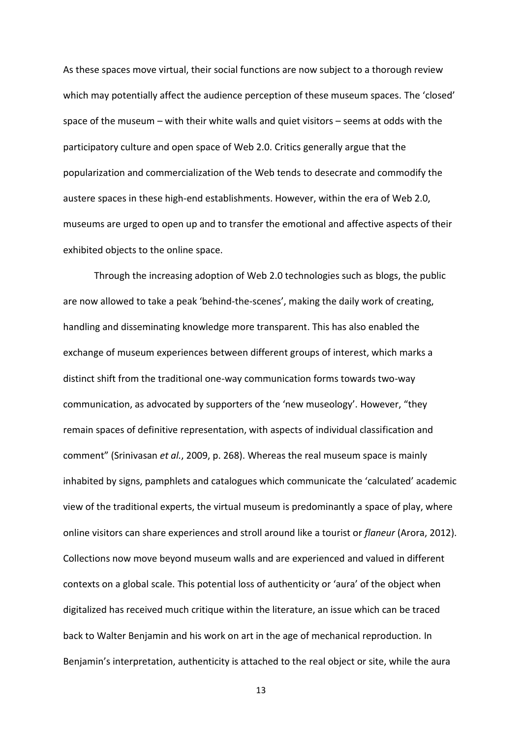As these spaces move virtual, their social functions are now subject to a thorough review which may potentially affect the audience perception of these museum spaces. The 'closed' space of the museum – with their white walls and quiet visitors – seems at odds with the participatory culture and open space of Web 2.0. Critics generally argue that the popularization and commercialization of the Web tends to desecrate and commodify the austere spaces in these high-end establishments. However, within the era of Web 2.0, museums are urged to open up and to transfer the emotional and affective aspects of their exhibited objects to the online space.

Through the increasing adoption of Web 2.0 technologies such as blogs, the public are now allowed to take a peak 'behind-the-scenes', making the daily work of creating, handling and disseminating knowledge more transparent. This has also enabled the exchange of museum experiences between different groups of interest, which marks a distinct shift from the traditional one-way communication forms towards two-way communication, as advocated by supporters of the 'new museology'. However, "they remain spaces of definitive representation, with aspects of individual classification and comment" (Srinivasan *et al.*, 2009, p. 268). Whereas the real museum space is mainly inhabited by signs, pamphlets and catalogues which communicate the 'calculated' academic view of the traditional experts, the virtual museum is predominantly a space of play, where online visitors can share experiences and stroll around like a tourist or *flaneur* (Arora, 2012). Collections now move beyond museum walls and are experienced and valued in different contexts on a global scale. This potential loss of authenticity or 'aura' of the object when digitalized has received much critique within the literature, an issue which can be traced back to Walter Benjamin and his work on art in the age of mechanical reproduction. In Benjamin's interpretation, authenticity is attached to the real object or site, while the aura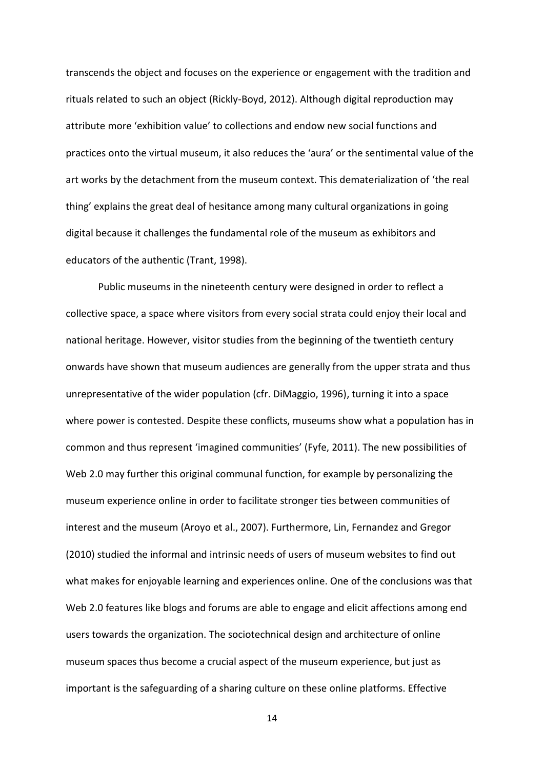transcends the object and focuses on the experience or engagement with the tradition and rituals related to such an object (Rickly-Boyd, 2012). Although digital reproduction may attribute more 'exhibition value' to collections and endow new social functions and practices onto the virtual museum, it also reduces the 'aura' or the sentimental value of the art works by the detachment from the museum context. This dematerialization of 'the real thing' explains the great deal of hesitance among many cultural organizations in going digital because it challenges the fundamental role of the museum as exhibitors and educators of the authentic (Trant, 1998).

Public museums in the nineteenth century were designed in order to reflect a collective space, a space where visitors from every social strata could enjoy their local and national heritage. However, visitor studies from the beginning of the twentieth century onwards have shown that museum audiences are generally from the upper strata and thus unrepresentative of the wider population (cfr. DiMaggio, 1996), turning it into a space where power is contested. Despite these conflicts, museums show what a population has in common and thus represent 'imagined communities' (Fyfe, 2011). The new possibilities of Web 2.0 may further this original communal function, for example by personalizing the museum experience online in order to facilitate stronger ties between communities of interest and the museum (Aroyo et al., 2007). Furthermore, Lin, Fernandez and Gregor (2010) studied the informal and intrinsic needs of users of museum websites to find out what makes for enjoyable learning and experiences online. One of the conclusions was that Web 2.0 features like blogs and forums are able to engage and elicit affections among end users towards the organization. The sociotechnical design and architecture of online museum spaces thus become a crucial aspect of the museum experience, but just as important is the safeguarding of a sharing culture on these online platforms. Effective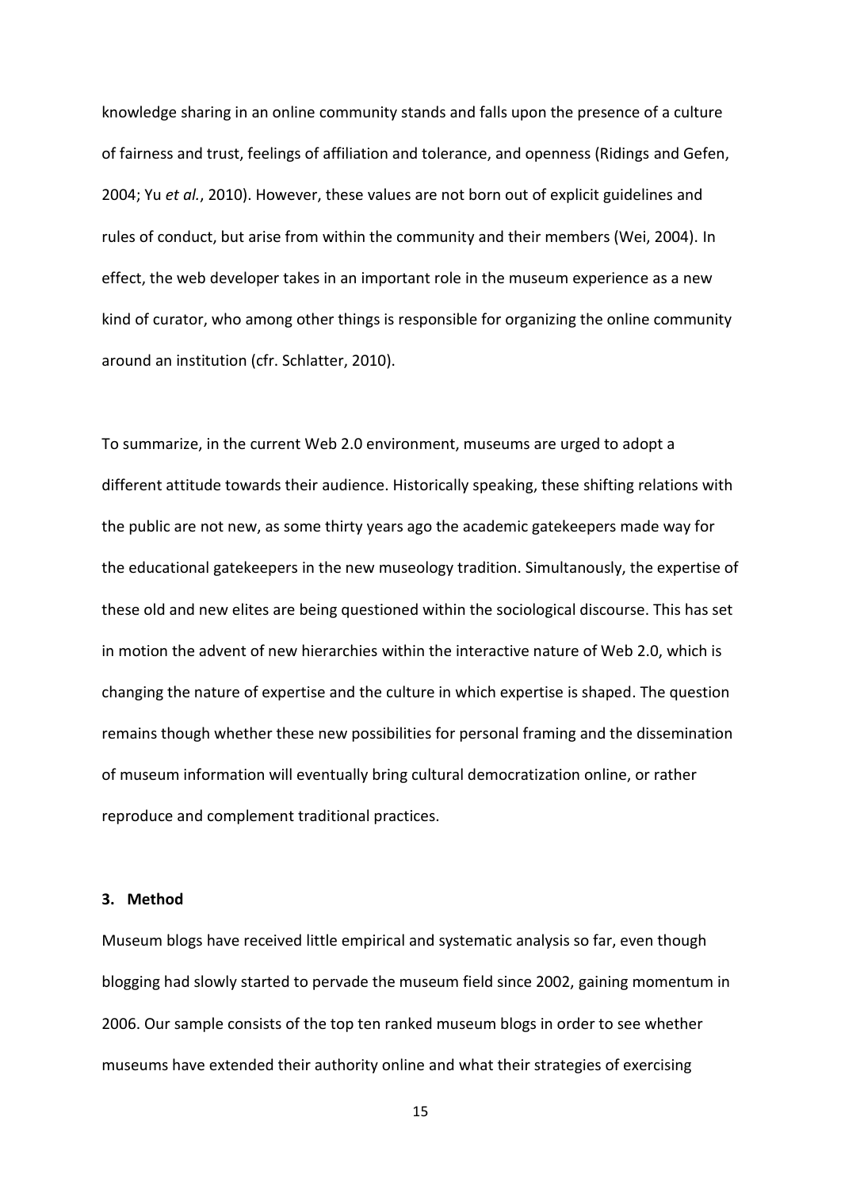knowledge sharing in an online community stands and falls upon the presence of a culture of fairness and trust, feelings of affiliation and tolerance, and openness (Ridings and Gefen, 2004; Yu *et al.*, 2010). However, these values are not born out of explicit guidelines and rules of conduct, but arise from within the community and their members (Wei, 2004). In effect, the web developer takes in an important role in the museum experience as a new kind of curator, who among other things is responsible for organizing the online community around an institution (cfr. Schlatter, 2010).

To summarize, in the current Web 2.0 environment, museums are urged to adopt a different attitude towards their audience. Historically speaking, these shifting relations with the public are not new, as some thirty years ago the academic gatekeepers made way for the educational gatekeepers in the new museology tradition. Simultanously, the expertise of these old and new elites are being questioned within the sociological discourse. This has set in motion the advent of new hierarchies within the interactive nature of Web 2.0, which is changing the nature of expertise and the culture in which expertise is shaped. The question remains though whether these new possibilities for personal framing and the dissemination of museum information will eventually bring cultural democratization online, or rather reproduce and complement traditional practices.

## 3. Method

Museum blogs have received little empirical and systematic analysis so far, even though blogging had slowly started to pervade the museum field since 2002, gaining momentum in 2006. Our sample consists of the top ten ranked museum blogs in order to see whether museums have extended their authority online and what their strategies of exercising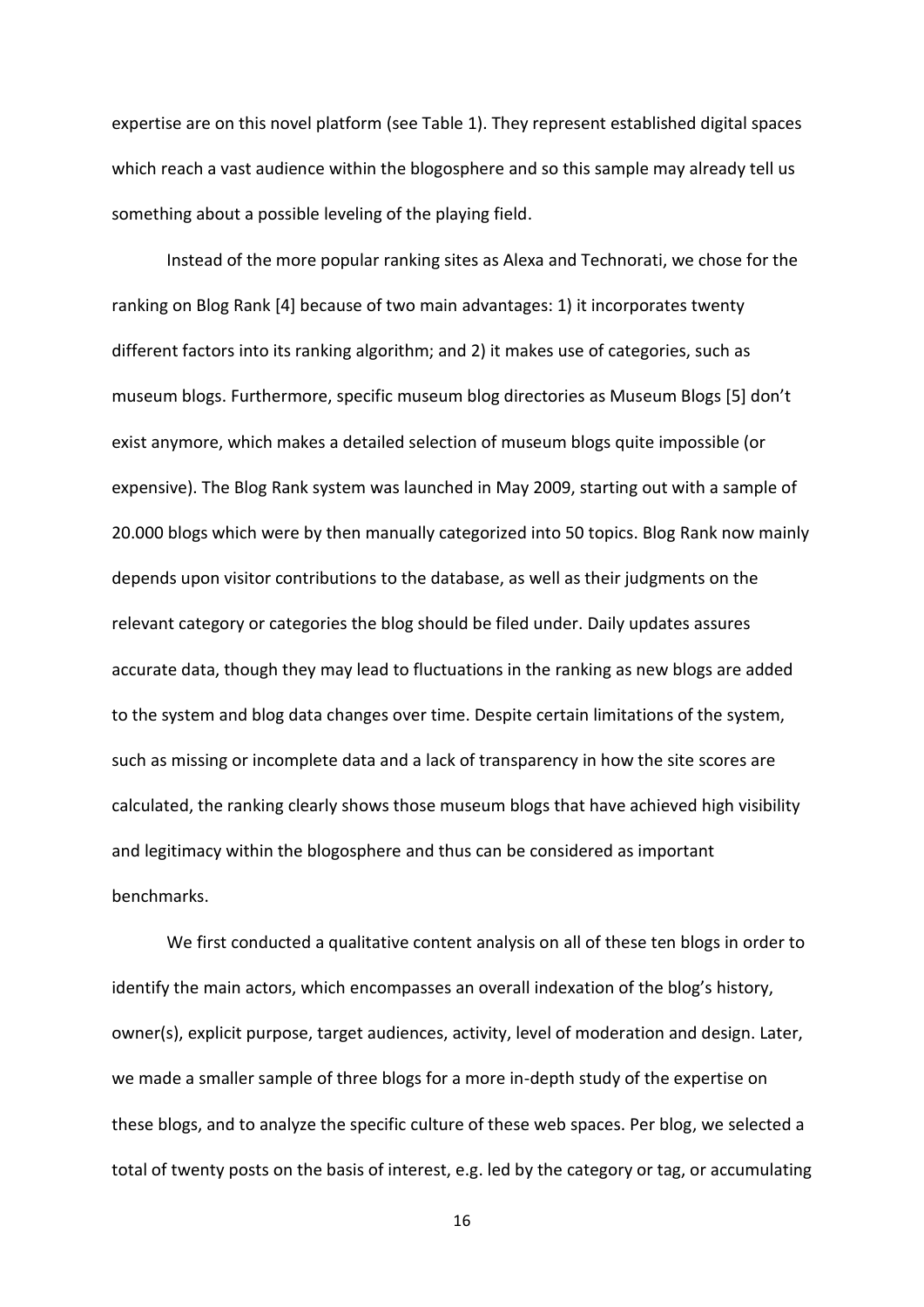expertise are on this novel platform (see Table 1). They represent established digital spaces which reach a vast audience within the blogosphere and so this sample may already tell us something about a possible leveling of the playing field.

Instead of the more popular ranking sites as Alexa and Technorati, we chose for the ranking on Blog Rank [4] because of two main advantages: 1) it incorporates twenty different factors into its ranking algorithm; and 2) it makes use of categories, such as museum blogs. Furthermore, specific museum blog directories as Museum Blogs [5] don't exist anymore, which makes a detailed selection of museum blogs quite impossible (or expensive). The Blog Rank system was launched in May 2009, starting out with a sample of 20.000 blogs which were by then manually categorized into 50 topics. Blog Rank now mainly depends upon visitor contributions to the database, as well as their judgments on the relevant category or categories the blog should be filed under. Daily updates assures accurate data, though they may lead to fluctuations in the ranking as new blogs are added to the system and blog data changes over time. Despite certain limitations of the system, such as missing or incomplete data and a lack of transparency in how the site scores are calculated, the ranking clearly shows those museum blogs that have achieved high visibility and legitimacy within the blogosphere and thus can be considered as important benchmarks.

We first conducted a qualitative content analysis on all of these ten blogs in order to identify the main actors, which encompasses an overall indexation of the blog's history, owner(s), explicit purpose, target audiences, activity, level of moderation and design. Later, we made a smaller sample of three blogs for a more in-depth study of the expertise on these blogs, and to analyze the specific culture of these web spaces. Per blog, we selected a total of twenty posts on the basis of interest, e.g. led by the category or tag, or accumulating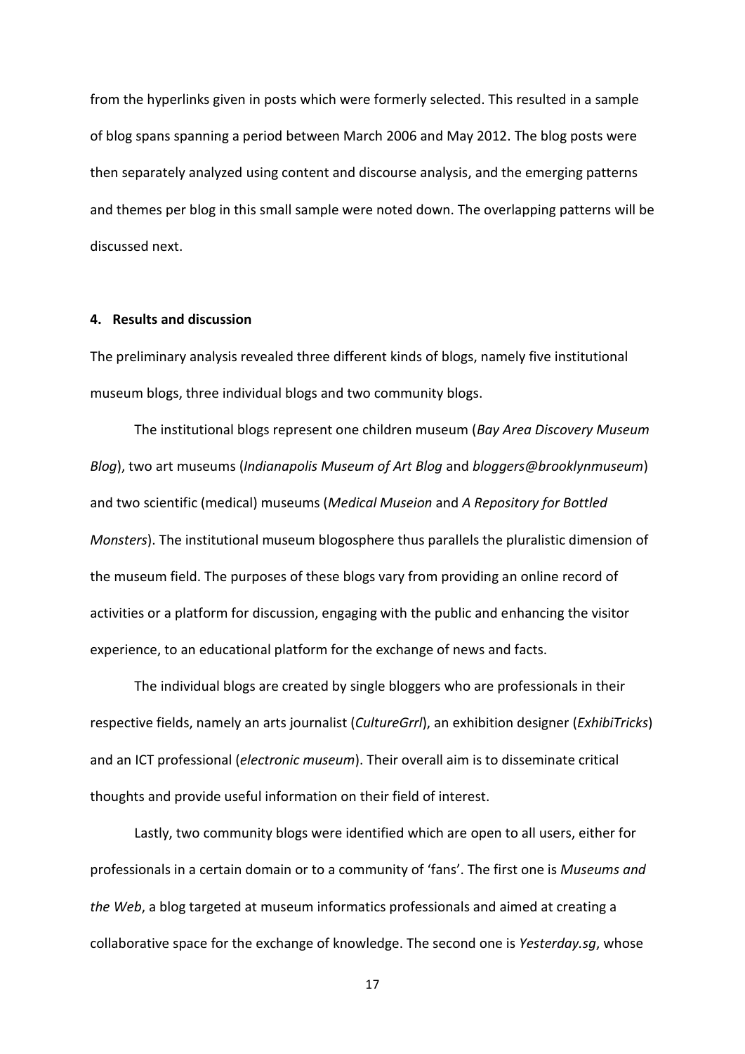from the hyperlinks given in posts which were formerly selected. This resulted in a sample of blog spans spanning a period between March 2006 and May 2012. The blog posts were then separately analyzed using content and discourse analysis, and the emerging patterns and themes per blog in this small sample were noted down. The overlapping patterns will be discussed next.

#### 4. Results and discussion

The preliminary analysis revealed three different kinds of blogs, namely five institutional museum blogs, three individual blogs and two community blogs.

The institutional blogs represent one children museum (*Bay Area Discovery Museum Blog*), two art museums (*Indianapolis Museum of Art Blog* and *bloggers@brooklynmuseum*) and two scientific (medical) museums (*Medical Museion* and *A Repository for Bottled Monsters*). The institutional museum blogosphere thus parallels the pluralistic dimension of the museum field. The purposes of these blogs vary from providing an online record of activities or a platform for discussion, engaging with the public and enhancing the visitor experience, to an educational platform for the exchange of news and facts.

The individual blogs are created by single bloggers who are professionals in their respective fields, namely an arts journalist (*CultureGrrl*), an exhibition designer (*ExhibiTricks*) and an ICT professional (*electronic museum*). Their overall aim is to disseminate critical thoughts and provide useful information on their field of interest.

Lastly, two community blogs were identified which are open to all users, either for professionals in a certain domain or to a community of 'fans'. The first one is *Museums and the Web*, a blog targeted at museum informatics professionals and aimed at creating a collaborative space for the exchange of knowledge. The second one is *Yesterday.sg*, whose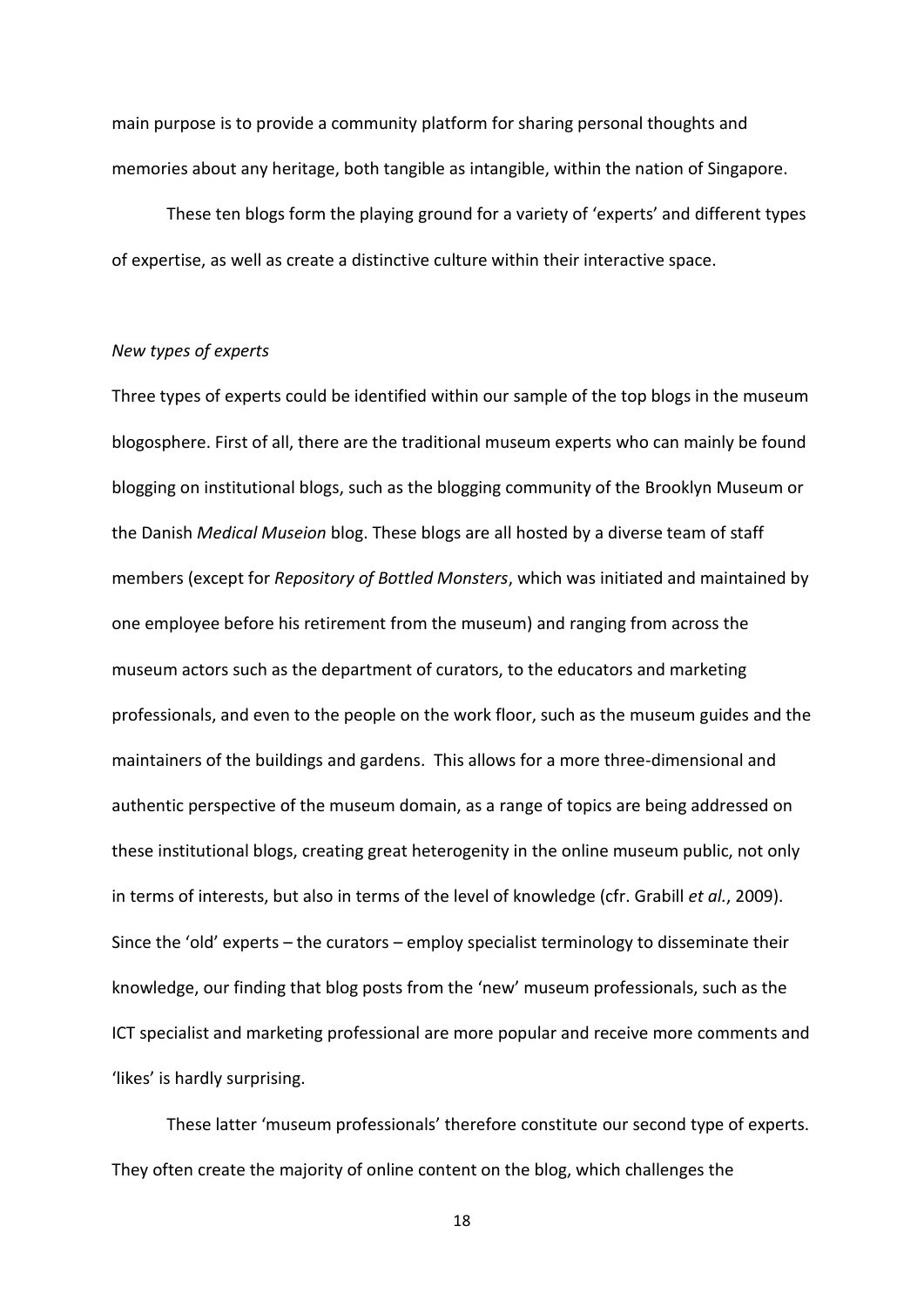main purpose is to provide a community platform for sharing personal thoughts and memories about any heritage, both tangible as intangible, within the nation of Singapore.

These ten blogs form the playing ground for a variety of 'experts' and different types of expertise, as well as create a distinctive culture within their interactive space.

*New types of experts*

Three types of experts could be identified within our sample of the top blogs in the museum blogosphere. First of all, there are the traditional museum experts who can mainly be found blogging on institutional blogs, such as the blogging community of the Brooklyn Museum or the Danish *Medical Museion* blog. These blogs are all hosted by a diverse team of staff members (except for *Repository of Bottled Monsters*, which was initiated and maintained by one employee before his retirement from the museum) and ranging from across the museum actors such as the department of curators, to the educators and marketing professionals, and even to the people on the work floor, such as the museum guides and the maintainers of the buildings and gardens. This allows for a more three-dimensional and authentic perspective of the museum domain, as a range of topics are being addressed on these institutional blogs, creating great heterogenity in the online museum public, not only in terms of interests, but also in terms of the level of knowledge (cfr. Grabill *et al.*, 2009). Since the 'old' experts – the curators – employ specialist terminology to disseminate their knowledge, our finding that blog posts from the 'new' museum professionals, such as the ICT specialist and marketing professional are more popular and receive more comments and 'likes' is hardly surprising.

These latter 'museum professionals' therefore constitute our second type of experts. They often create the majority of online content on the blog, which challenges the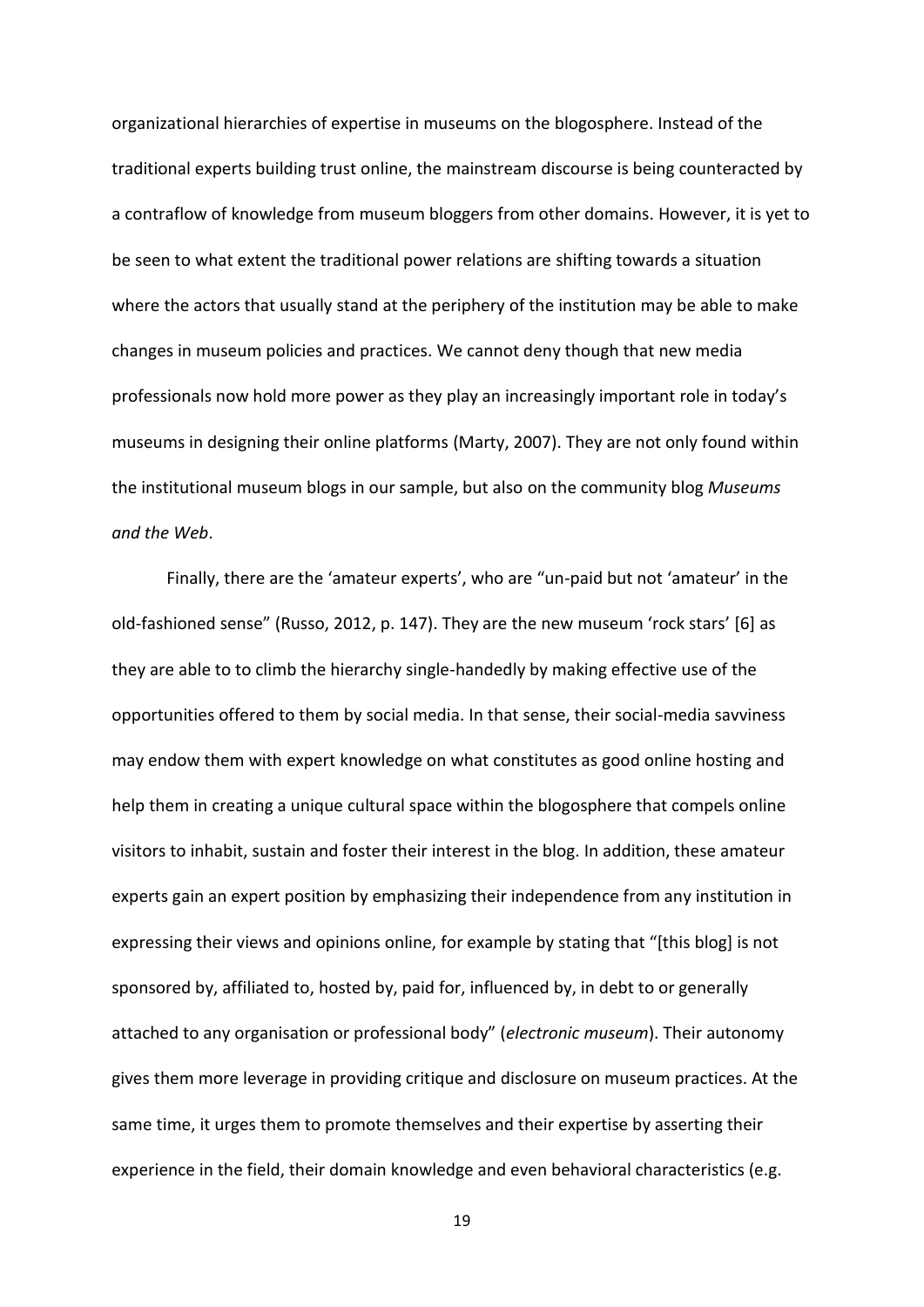organizational hierarchies of expertise in museums on the blogosphere. Instead of the traditional experts building trust online, the mainstream discourse is being counteracted by a contraflow of knowledge from museum bloggers from other domains. However, it is yet to be seen to what extent the traditional power relations are shifting towards a situation where the actors that usually stand at the periphery of the institution may be able to make changes in museum policies and practices. We cannot deny though that new media professionals now hold more power as they play an increasingly important role in today's museums in designing their online platforms (Marty, 2007). They are not only found within the institutional museum blogs in our sample, but also on the community blog *Museums and the Web*.

Finally, there are the 'amateur experts', who are "un-paid but not 'amateur' in the old-fashioned sense" (Russo, 2012, p. 147). They are the new museum 'rock stars' [6] as they are able to to climb the hierarchy single-handedly by making effective use of the opportunities offered to them by social media. In that sense, their social-media savviness may endow them with expert knowledge on what constitutes as good online hosting and help them in creating a unique cultural space within the blogosphere that compels online visitors to inhabit, sustain and foster their interest in the blog. In addition, these amateur experts gain an expert position by emphasizing their independence from any institution in expressing their views and opinions online, for example by stating that "[this blog] is not sponsored by, affiliated to, hosted by, paid for, influenced by, in debt to or generally attached to any organisation or professional body" (*electronic museum*). Their autonomy gives them more leverage in providing critique and disclosure on museum practices. At the same time, it urges them to promote themselves and their expertise by asserting their experience in the field, their domain knowledge and even behavioral characteristics (e.g.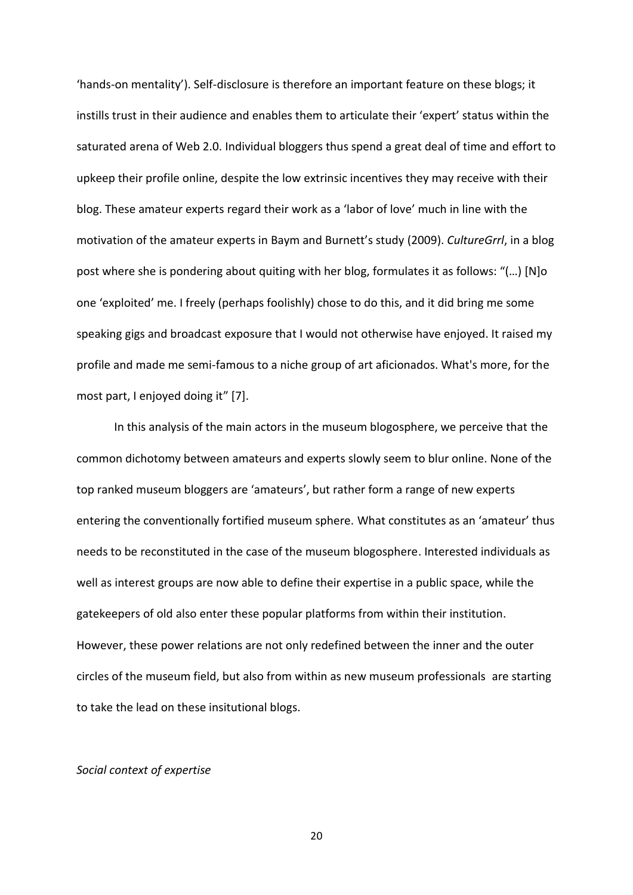'hands-on mentality'). Self-disclosure is therefore an important feature on these blogs; it instills trust in their audience and enables them to articulate their 'expert' status within the saturated arena of Web 2.0. Individual bloggers thus spend a great deal of time and effort to upkeep their profile online, despite the low extrinsic incentives they may receive with their blog. These amateur experts regard their work as a 'labor of love' much in line with the motivation of the amateur experts in Baym and Burnett's study (2009). *CultureGrrl*, in a blog post where she is pondering about quiting with her blog, formulates it as follows: "(…) [N]o one 'exploited' me. I freely (perhaps foolishly) chose to do this, and it did bring me some speaking gigs and broadcast exposure that I would not otherwise have enjoyed. It raised my profile and made me semi-famous to a niche group of art aficionados. What's more, for the most part, I enjoyed doing it" [7].

In this analysis of the main actors in the museum blogosphere, we perceive that the common dichotomy between amateurs and experts slowly seem to blur online. None of the top ranked museum bloggers are 'amateurs', but rather form a range of new experts entering the conventionally fortified museum sphere. What constitutes as an 'amateur' thus needs to be reconstituted in the case of the museum blogosphere. Interested individuals as well as interest groups are now able to define their expertise in a public space, while the gatekeepers of old also enter these popular platforms from within their institution. However, these power relations are not only redefined between the inner and the outer circles of the museum field, but also from within as new museum professionals are starting to take the lead on these insitutional blogs.

*Social context of expertise*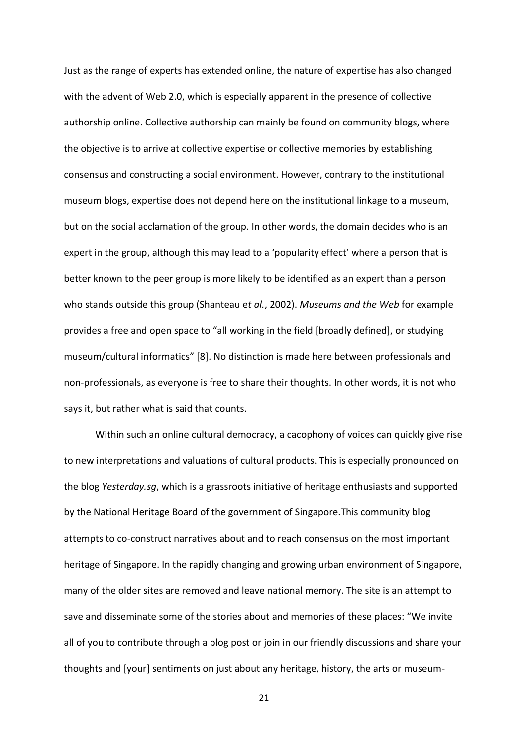Just as the range of experts has extended online, the nature of expertise has also changed with the advent of Web 2.0, which is especially apparent in the presence of collective authorship online. Collective authorship can mainly be found on community blogs, where the objective is to arrive at collective expertise or collective memories by establishing consensus and constructing a social environment. However, contrary to the institutional museum blogs, expertise does not depend here on the institutional linkage to a museum, but on the social acclamation of the group. In other words, the domain decides who is an expert in the group, although this may lead to a 'popularity effect' where a person that is better known to the peer group is more likely to be identified as an expert than a person who stands outside this group (Shanteau e*t al.*, 2002). *Museums and the Web* for example provides a free and open space to "all working in the field [broadly defined], or studying museum/cultural informatics" [8]. No distinction is made here between professionals and non-professionals, as everyone is free to share their thoughts. In other words, it is not who says it, but rather what is said that counts.

Within such an online cultural democracy, a cacophony of voices can quickly give rise to new interpretations and valuations of cultural products. This is especially pronounced on the blog *Yesterday.sg*, which is a grassroots initiative of heritage enthusiasts and supported by the National Heritage Board of the government of Singapore.This community blog attempts to co-construct narratives about and to reach consensus on the most important heritage of Singapore. In the rapidly changing and growing urban environment of Singapore, many of the older sites are removed and leave national memory. The site is an attempt to save and disseminate some of the stories about and memories of these places: "We invite all of you to contribute through a blog post or join in our friendly discussions and share your thoughts and [your] sentiments on just about any heritage, history, the arts or museum-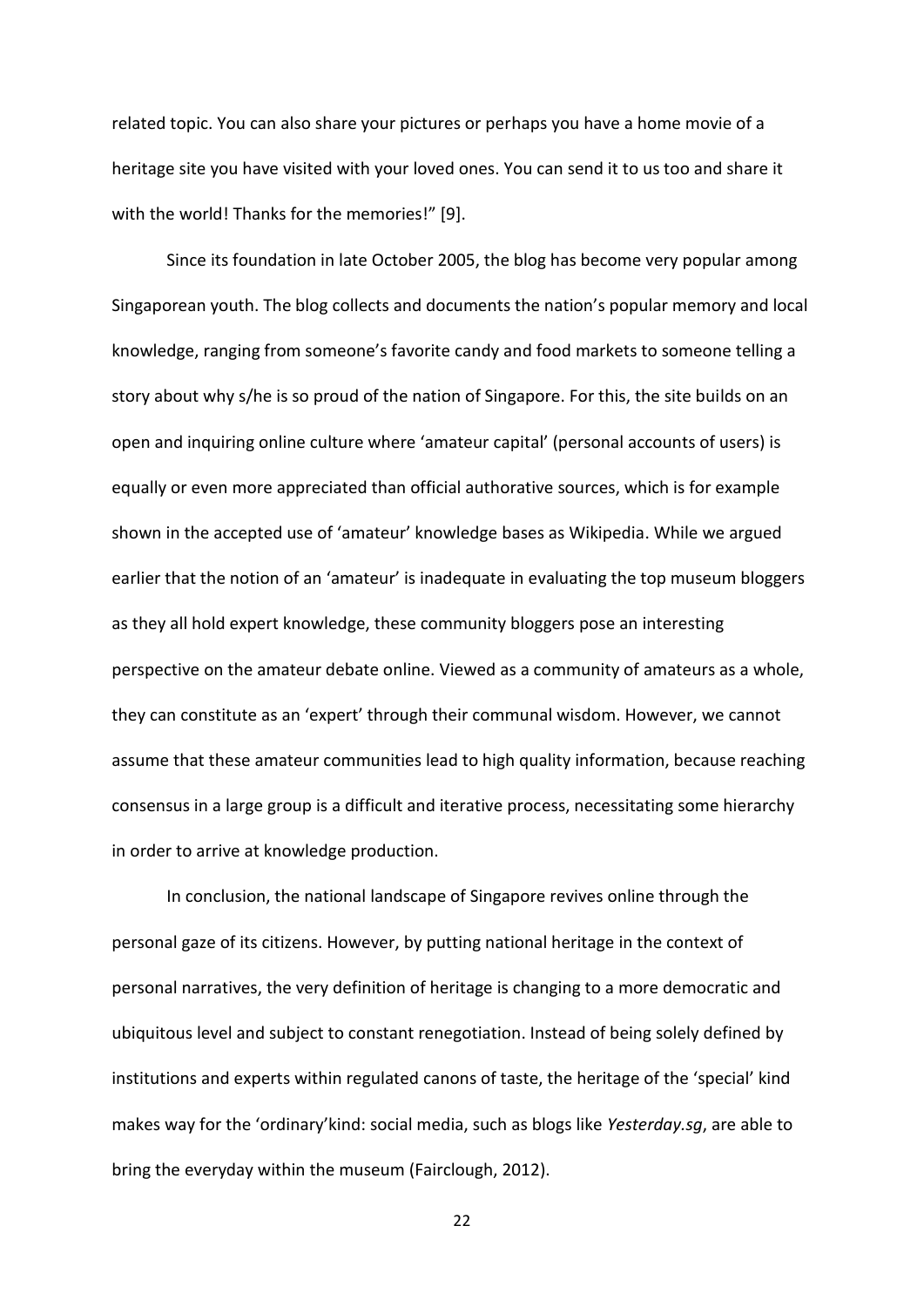related topic. You can also share your pictures or perhaps you have a home movie of a heritage site you have visited with your loved ones. You can send it to us too and share it with the world! Thanks for the memories!" [9].

Since its foundation in late October 2005, the blog has become very popular among Singaporean youth. The blog collects and documents the nation's popular memory and local knowledge, ranging from someone's favorite candy and food markets to someone telling a story about why s/he is so proud of the nation of Singapore. For this, the site builds on an open and inquiring online culture where 'amateur capital' (personal accounts of users) is equally or even more appreciated than official authorative sources, which is for example shown in the accepted use of 'amateur' knowledge bases as Wikipedia. While we argued earlier that the notion of an 'amateur' is inadequate in evaluating the top museum bloggers as they all hold expert knowledge, these community bloggers pose an interesting perspective on the amateur debate online. Viewed as a community of amateurs as a whole, they can constitute as an 'expert' through their communal wisdom. However, we cannot assume that these amateur communities lead to high quality information, because reaching consensus in a large group is a difficult and iterative process, necessitating some hierarchy in order to arrive at knowledge production.

In conclusion, the national landscape of Singapore revives online through the personal gaze of its citizens. However, by putting national heritage in the context of personal narratives, the very definition of heritage is changing to a more democratic and ubiquitous level and subject to constant renegotiation. Instead of being solely defined by institutions and experts within regulated canons of taste, the heritage of the 'special' kind makes way for the 'ordinary'kind: social media, such as blogs like *Yesterday.sg*, are able to bring the everyday within the museum (Fairclough, 2012).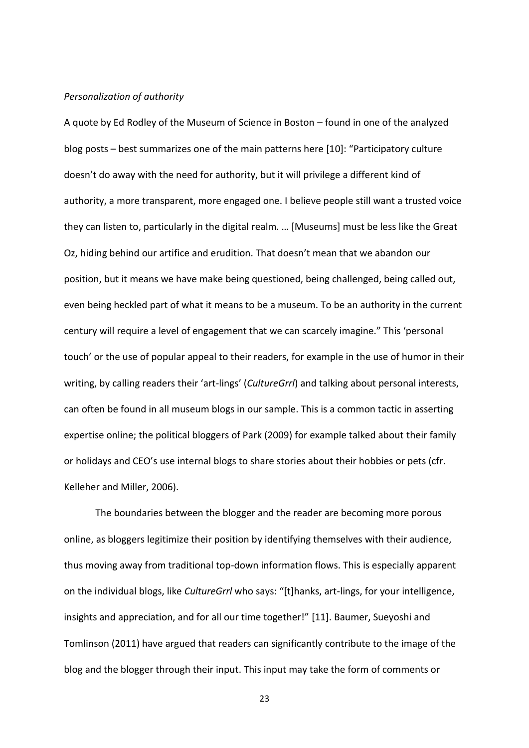*Personalization of authority*

A quote by Ed Rodley of the Museum of Science in Boston – found in one of the analyzed blog posts – best summarizes one of the main patterns here [10]: "Participatory culture doesn't do away with the need for authority, but it will privilege a different kind of authority, a more transparent, more engaged one. I believe people still want a trusted voice they can listen to, particularly in the digital realm. … [Museums] must be less like the Great Oz, hiding behind our artifice and erudition. That doesn't mean that we abandon our position, but it means we have make being questioned, being challenged, being called out, even being heckled part of what it means to be a museum. To be an authority in the current century will require a level of engagement that we can scarcely imagine." This 'personal touch' or the use of popular appeal to their readers, for example in the use of humor in their writing, by calling readers their 'art-lings' (*CultureGrrl*) and talking about personal interests, can often be found in all museum blogs in our sample. This is a common tactic in asserting expertise online; the political bloggers of Park (2009) for example talked about their family or holidays and CEO's use internal blogs to share stories about their hobbies or pets (cfr. Kelleher and Miller, 2006).

The boundaries between the blogger and the reader are becoming more porous online, as bloggers legitimize their position by identifying themselves with their audience, thus moving away from traditional top-down information flows. This is especially apparent on the individual blogs, like *CultureGrrl* who says: "[t]hanks, art-lings, for your intelligence, insights and appreciation, and for all our time together!" [11]. Baumer, Sueyoshi and Tomlinson (2011) have argued that readers can significantly contribute to the image of the blog and the blogger through their input. This input may take the form of comments or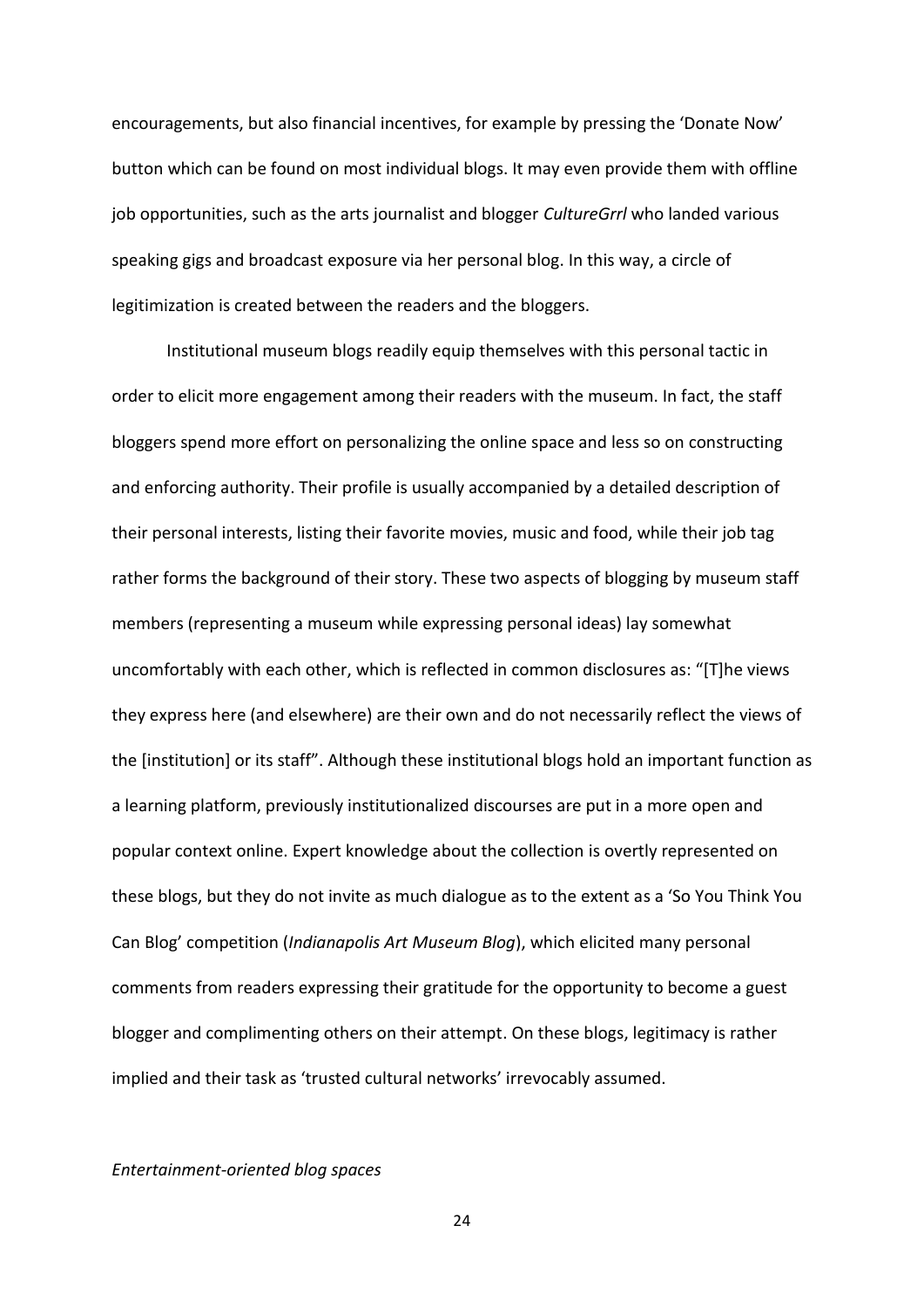encouragements, but also financial incentives, for example by pressing the 'Donate Now' button which can be found on most individual blogs. It may even provide them with offline job opportunities, such as the arts journalist and blogger *CultureGrrl* who landed various speaking gigs and broadcast exposure via her personal blog. In this way, a circle of legitimization is created between the readers and the bloggers.

Institutional museum blogs readily equip themselves with this personal tactic in order to elicit more engagement among their readers with the museum. In fact, the staff bloggers spend more effort on personalizing the online space and less so on constructing and enforcing authority. Their profile is usually accompanied by a detailed description of their personal interests, listing their favorite movies, music and food, while their job tag rather forms the background of their story. These two aspects of blogging by museum staff members (representing a museum while expressing personal ideas) lay somewhat uncomfortably with each other, which is reflected in common disclosures as: "[T]he views they express here (and elsewhere) are their own and do not necessarily reflect the views of the [institution] or its staff". Although these institutional blogs hold an important function as a learning platform, previously institutionalized discourses are put in a more open and popular context online. Expert knowledge about the collection is overtly represented on these blogs, but they do not invite as much dialogue as to the extent as a 'So You Think You Can Blog' competition (*Indianapolis Art Museum Blog*), which elicited many personal comments from readers expressing their gratitude for the opportunity to become a guest blogger and complimenting others on their attempt. On these blogs, legitimacy is rather implied and their task as 'trusted cultural networks' irrevocably assumed.

*Entertainment-oriented blog spaces*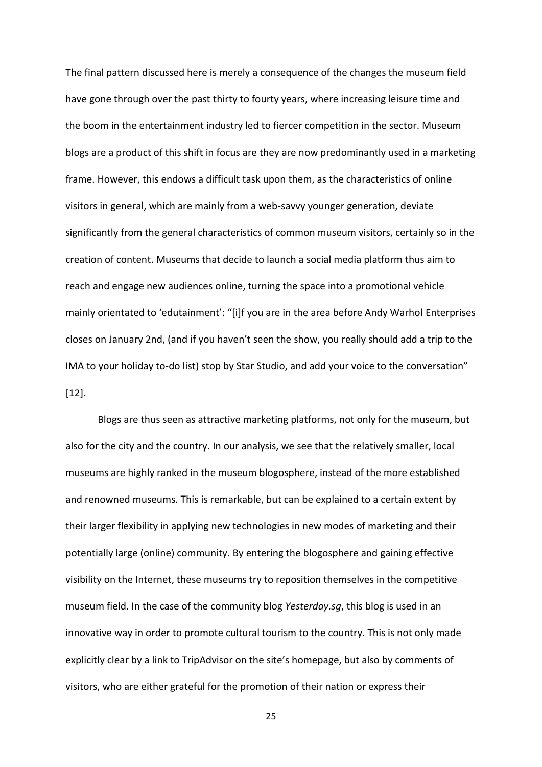The final pattern discussed here is merely a consequence of the changes the museum field have gone through over the past thirty to fourty years, where increasing leisure time and the boom in the entertainment industry led to fiercer competition in the sector. Museum blogs are a product of this shift in focus are they are now predominantly used in a marketing frame. However, this endows a difficult task upon them, as the characteristics of online visitors in general, which are mainly from a web-savvy younger generation, deviate significantly from the general characteristics of common museum visitors, certainly so in the creation of content. Museums that decide to launch a social media platform thus aim to reach and engage new audiences online, turning the space into a promotional vehicle mainly orientated to 'edutainment': "[i]f you are in the area before Andy Warhol Enterprises closes on January 2nd, (and if you haven't seen the show, you really should add a trip to the IMA to your holiday to-do list) stop by Star Studio, and add your voice to the conversation" [12].

Blogs are thus seen as attractive marketing platforms, not only for the museum, but also for the city and the country. In our analysis, we see that the relatively smaller, local museums are highly ranked in the museum blogosphere, instead of the more established and renowned museums. This is remarkable, but can be explained to a certain extent by their larger flexibility in applying new technologies in new modes of marketing and their potentially large (online) community. By entering the blogosphere and gaining effective visibility on the Internet, these museums try to reposition themselves in the competitive museum field. In the case of the community blog *Yesterday.sg*, this blog is used in an innovative way in order to promote cultural tourism to the country. This is not only made explicitly clear by a link to TripAdvisor on the site's homepage, but also by comments of visitors, who are either grateful for the promotion of their nation or express their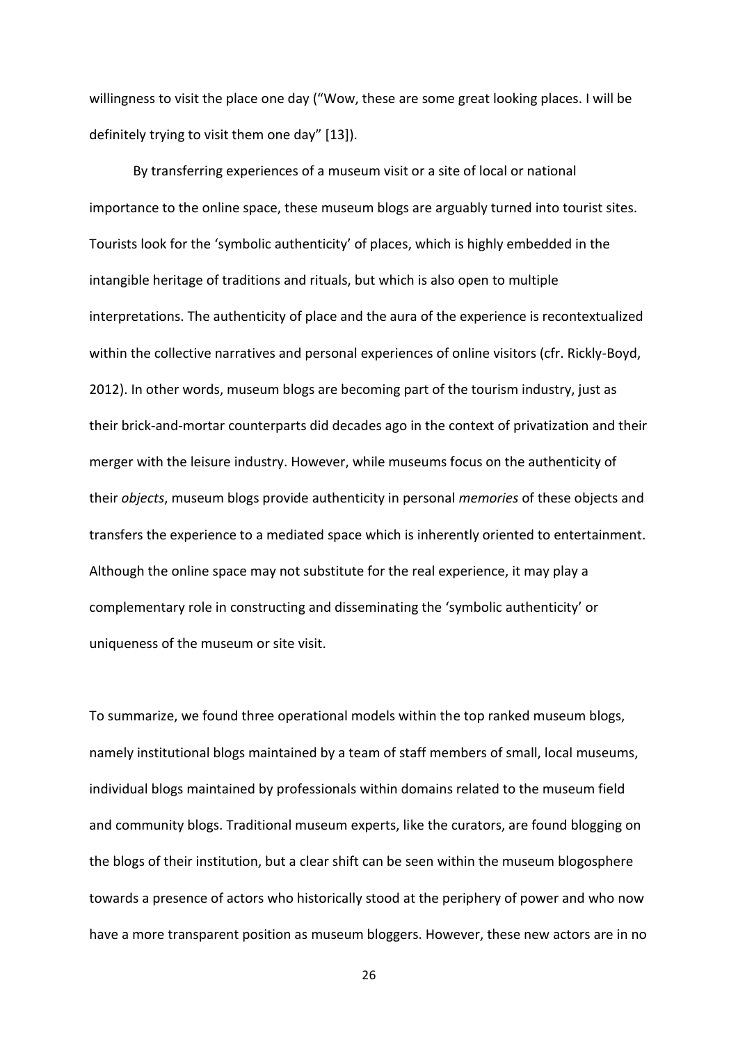willingness to visit the place one day ("Wow, these are some great looking places. I will be definitely trying to visit them one day" [13]).

By transferring experiences of a museum visit or a site of local or national importance to the online space, these museum blogs are arguably turned into tourist sites. Tourists look for the 'symbolic authenticity' of places, which is highly embedded in the intangible heritage of traditions and rituals, but which is also open to multiple interpretations. The authenticity of place and the aura of the experience is recontextualized within the collective narratives and personal experiences of online visitors (cfr. Rickly-Boyd, 2012). In other words, museum blogs are becoming part of the tourism industry, just as their brick-and-mortar counterparts did decades ago in the context of privatization and their merger with the leisure industry. However, while museums focus on the authenticity of their *objects*, museum blogs provide authenticity in personal *memories* of these objects and transfers the experience to a mediated space which is inherently oriented to entertainment. Although the online space may not substitute for the real experience, it may play a complementary role in constructing and disseminating the 'symbolic authenticity' or uniqueness of the museum or site visit.

To summarize, we found three operational models within the top ranked museum blogs, namely institutional blogs maintained by a team of staff members of small, local museums, individual blogs maintained by professionals within domains related to the museum field and community blogs. Traditional museum experts, like the curators, are found blogging on the blogs of their institution, but a clear shift can be seen within the museum blogosphere towards a presence of actors who historically stood at the periphery of power and who now have a more transparent position as museum bloggers. However, these new actors are in no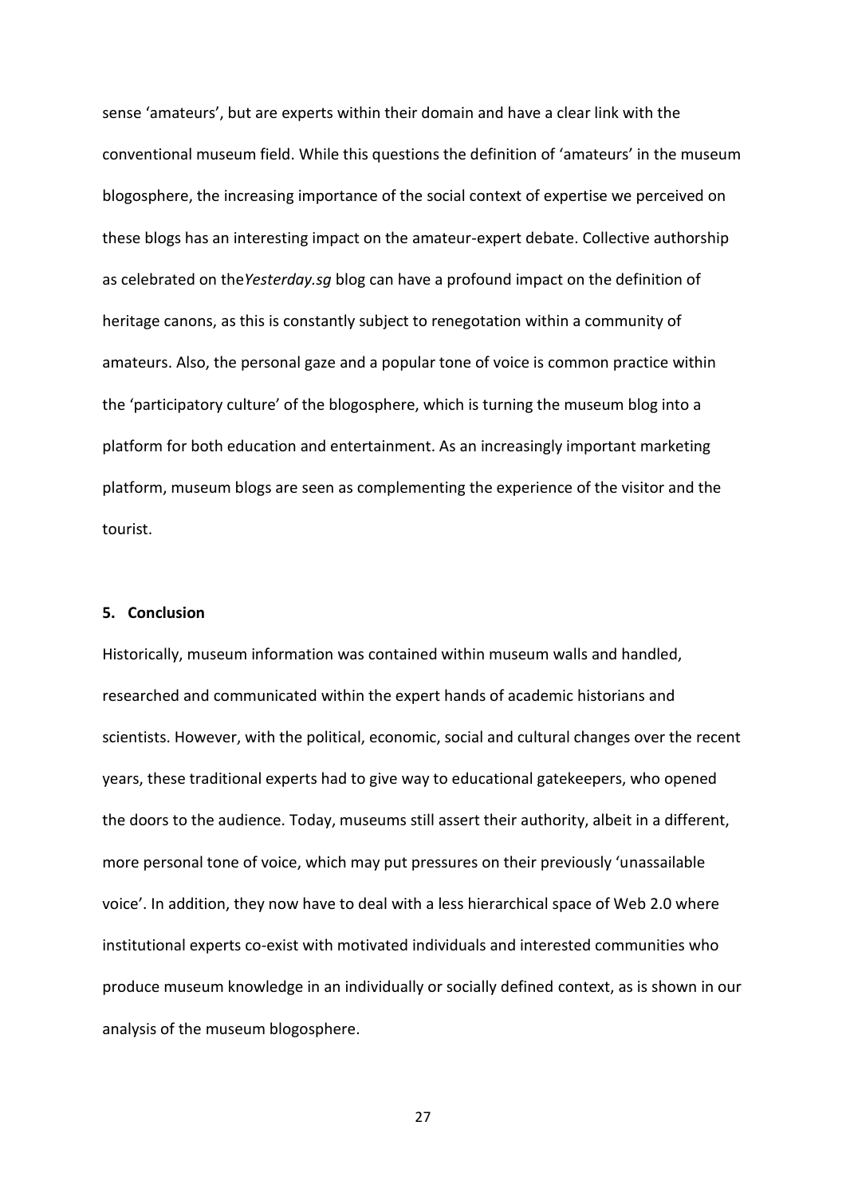sense 'amateurs', but are experts within their domain and have a clear link with the conventional museum field. While this questions the definition of 'amateurs' in the museum blogosphere, the increasing importance of the social context of expertise we perceived on these blogs has an interesting impact on the amateur-expert debate. Collective authorship as celebrated on the*Yesterday.sg* blog can have a profound impact on the definition of heritage canons, as this is constantly subject to renegotation within a community of amateurs. Also, the personal gaze and a popular tone of voice is common practice within the 'participatory culture' of the blogosphere, which is turning the museum blog into a platform for both education and entertainment. As an increasingly important marketing platform, museum blogs are seen as complementing the experience of the visitor and the tourist.

## 5. Conclusion

Historically, museum information was contained within museum walls and handled, researched and communicated within the expert hands of academic historians and scientists. However, with the political, economic, social and cultural changes over the recent years, these traditional experts had to give way to educational gatekeepers, who opened the doors to the audience. Today, museums still assert their authority, albeit in a different, more personal tone of voice, which may put pressures on their previously 'unassailable voice'. In addition, they now have to deal with a less hierarchical space of Web 2.0 where institutional experts co-exist with motivated individuals and interested communities who produce museum knowledge in an individually or socially defined context, as is shown in our analysis of the museum blogosphere.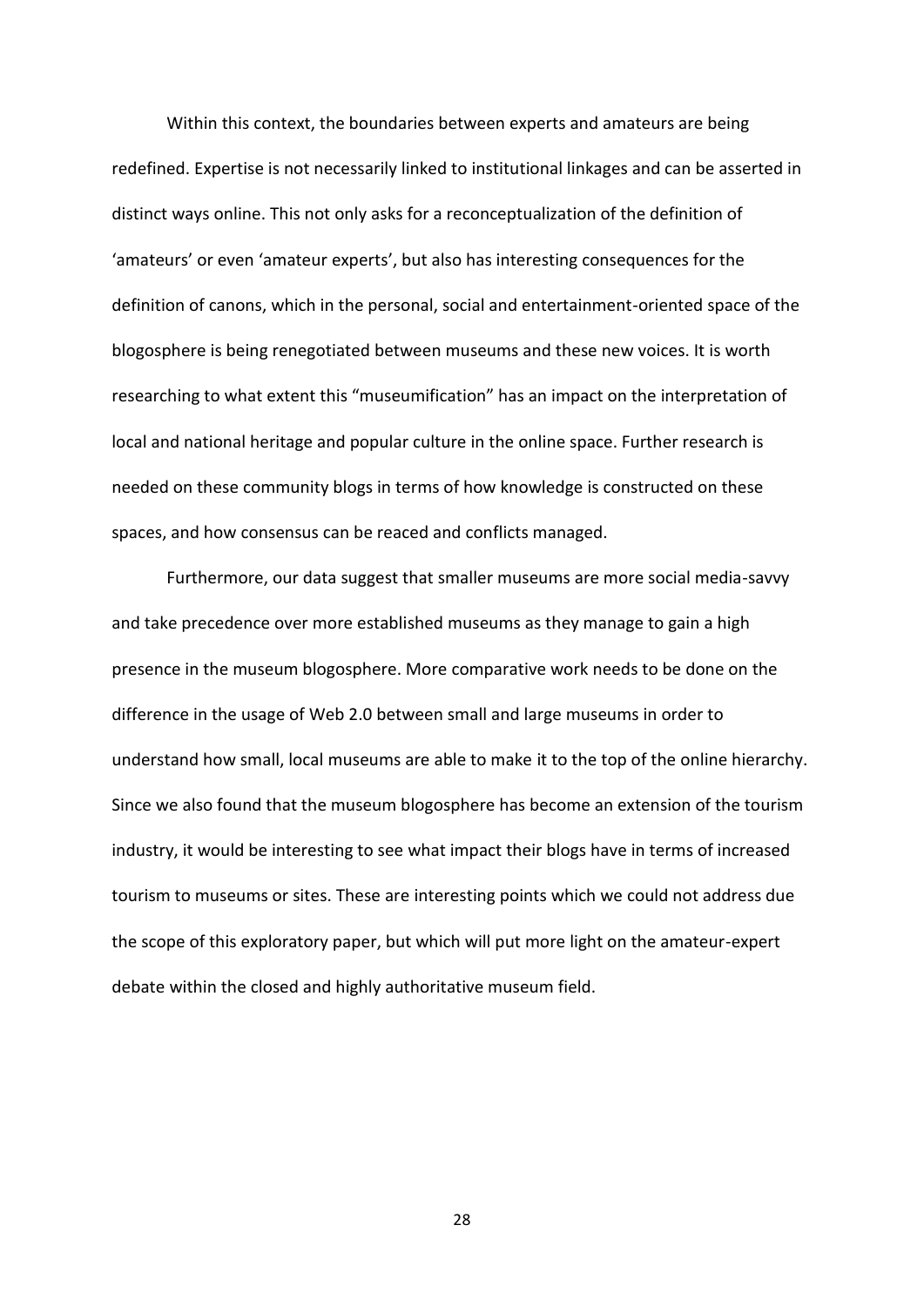Within this context, the boundaries between experts and amateurs are being redefined. Expertise is not necessarily linked to institutional linkages and can be asserted in distinct ways online. This not only asks for a reconceptualization of the definition of 'amateurs' or even 'amateur experts', but also has interesting consequences for the definition of canons, which in the personal, social and entertainment-oriented space of the blogosphere is being renegotiated between museums and these new voices. It is worth researching to what extent this "museumification" has an impact on the interpretation of local and national heritage and popular culture in the online space. Further research is needed on these community blogs in terms of how knowledge is constructed on these spaces, and how consensus can be reaced and conflicts managed.

Furthermore, our data suggest that smaller museums are more social media-savvy and take precedence over more established museums as they manage to gain a high presence in the museum blogosphere. More comparative work needs to be done on the difference in the usage of Web 2.0 between small and large museums in order to understand how small, local museums are able to make it to the top of the online hierarchy. Since we also found that the museum blogosphere has become an extension of the tourism industry, it would be interesting to see what impact their blogs have in terms of increased tourism to museums or sites. These are interesting points which we could not address due the scope of this exploratory paper, but which will put more light on the amateur-expert debate within the closed and highly authoritative museum field.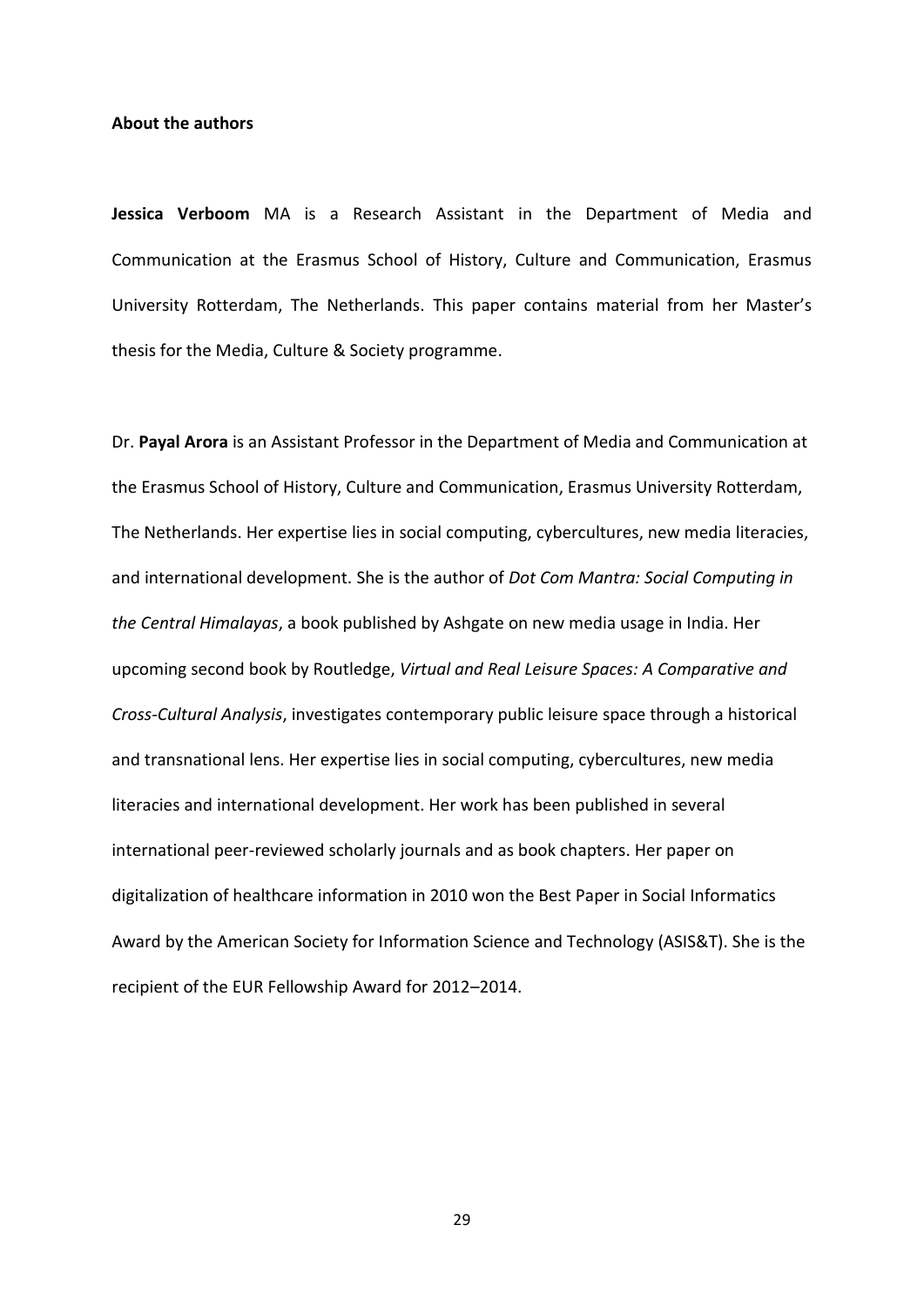**About the authors**

**Jessica Verboom** MA is a Research Assistant in the Department of Media and Communication at the Erasmus School of History, Culture and Communication, Erasmus University Rotterdam, The Netherlands. This paper contains material from her Master's thesis for the Media, Culture & Society programme.

Dr. **Payal Arora** is an Assistant Professor in the Department of Media and Communication at the Erasmus School of History, Culture and Communication, Erasmus University Rotterdam, The Netherlands. Her expertise lies in social computing, cybercultures, new media literacies, and international development. She is the author of *Dot Com Mantra: Social Computing in the Central Himalayas*, a book published by Ashgate on new media usage in India. Her upcoming second book by Routledge, *Virtual and Real Leisure Spaces: A Comparative and Cross-Cultural Analysis*, investigates contemporary public leisure space through a historical and transnational lens. Her expertise lies in social computing, cybercultures, new media literacies and international development. Her work has been published in several international peer-reviewed scholarly journals and as book chapters. Her paper on digitalization of healthcare information in 2010 won the Best Paper in Social Informatics Award by the American Society for Information Science and Technology (ASIS&T). She is the recipient of the EUR Fellowship Award for 2012–2014.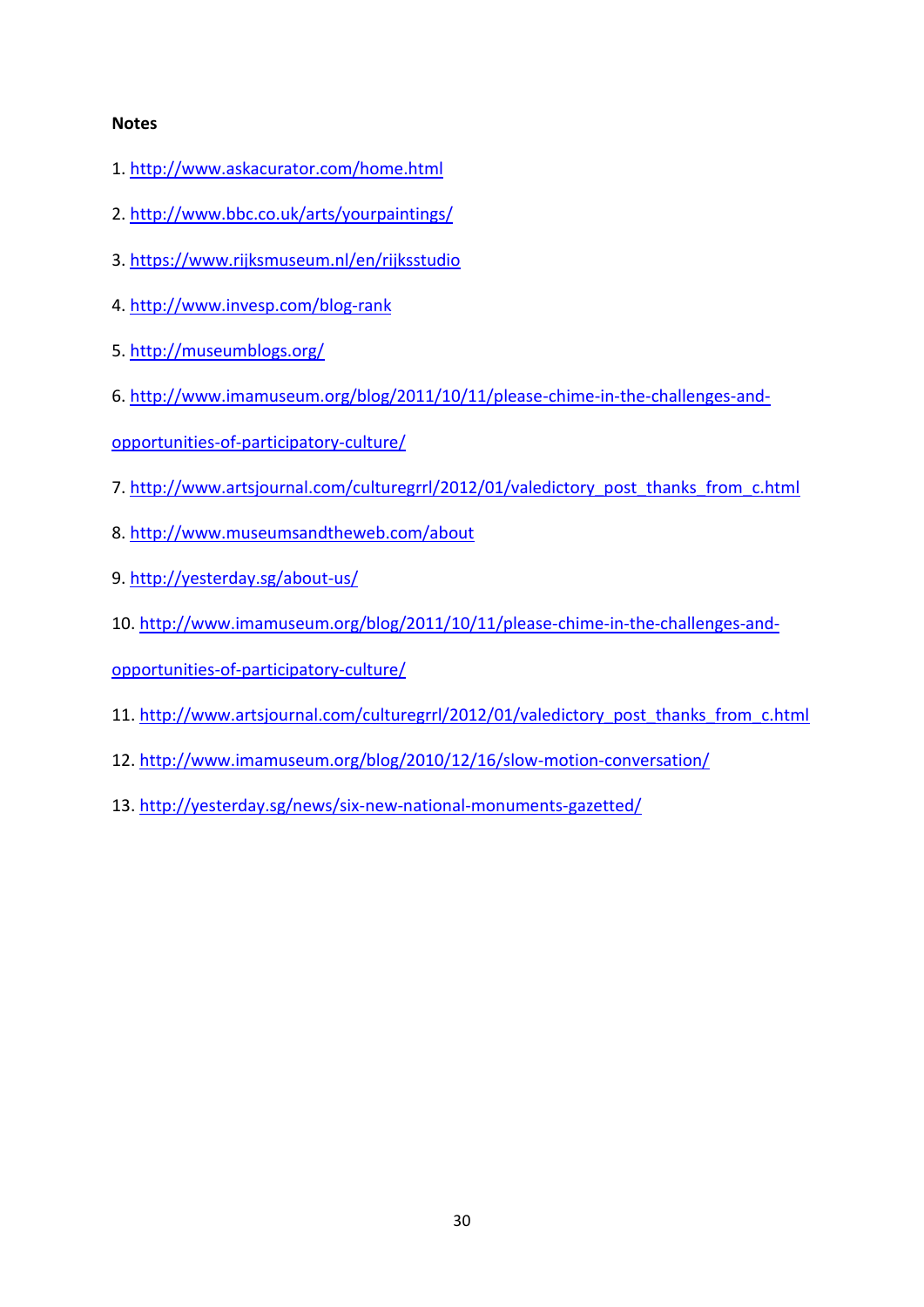**Notes**

1. http://www.askacurator.com/home.html
2. http://www.bbc.co.uk/arts/yourpaintings/
3. https://www.rijksmuseum.nl/en/rijksstudio
4. http://www.invesp.com/blog-rank
5. http://museumblogs.org/
6. http://www.imamuseum.org/blog/2011/10/11/please-chime-in-the-challenges-and-opportunities-of-participatory-culture/
7. http://www.artsjournal.com/culturegrrl/2012/01/valedictory_post_thanks_from_c.html
8. http://www.museumsandtheweb.com/about
9. http://yesterday.sg/about-us/
10. http://www.imamuseum.org/blog/2011/10/11/please-chime-in-the-challenges-and-opportunities-of-participatory-culture/
11. http://www.artsjournal.com/culturegrrl/2012/01/valedictory_post_thanks_from_c.html
12. http://www.imamuseum.org/blog/2010/12/16/slow-motion-conversation/
13. http://yesterday.sg/news/six-new-national-monuments-gazetted/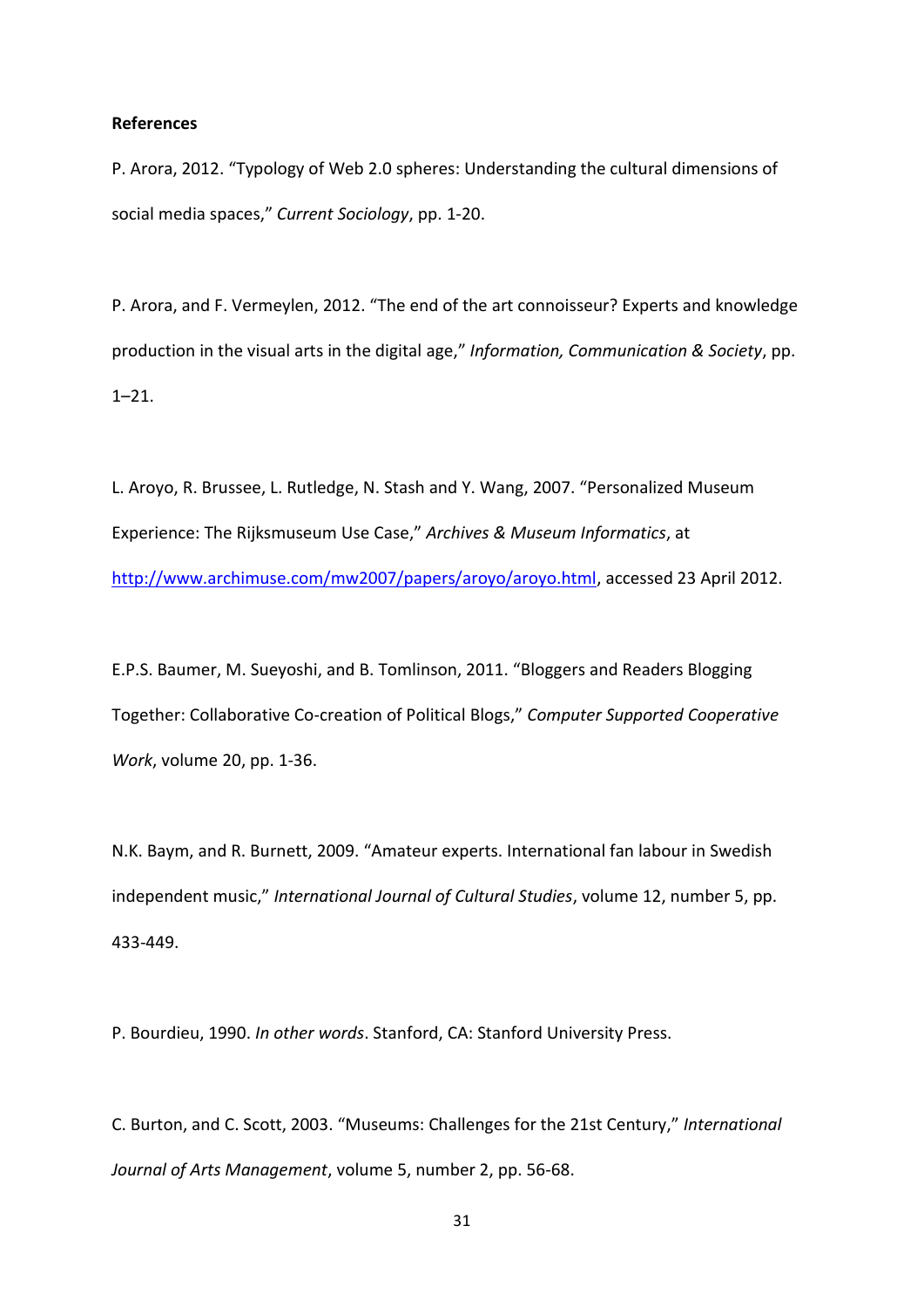**References**

P. Arora, 2012. "Typology of Web 2.0 spheres: Understanding the cultural dimensions of social media spaces," *Current Sociology*, pp. 1-20.

P. Arora, and F. Vermeylen, 2012. "The end of the art connoisseur? Experts and knowledge production in the visual arts in the digital age," *Information, Communication & Society*, pp. 1–21.

L. Aroyo, R. Brussee, L. Rutledge, N. Stash and Y. Wang, 2007. "Personalized Museum Experience: The Rijksmuseum Use Case," *Archives & Museum Informatics*, at http://www.archimuse.com/mw2007/papers/aroyo/aroyo.html, accessed 23 April 2012.

E.P.S. Baumer, M. Sueyoshi, and B. Tomlinson, 2011. "Bloggers and Readers Blogging Together: Collaborative Co-creation of Political Blogs," *Computer Supported Cooperative Work*, volume 20, pp. 1-36.

N.K. Baym, and R. Burnett, 2009. "Amateur experts. International fan labour in Swedish independent music," *International Journal of Cultural Studies*, volume 12, number 5, pp. 433-449.

P. Bourdieu, 1990. *In other words*. Stanford, CA: Stanford University Press.

C. Burton, and C. Scott, 2003. "Museums: Challenges for the 21st Century," *International Journal of Arts Management*, volume 5, number 2, pp. 56-68.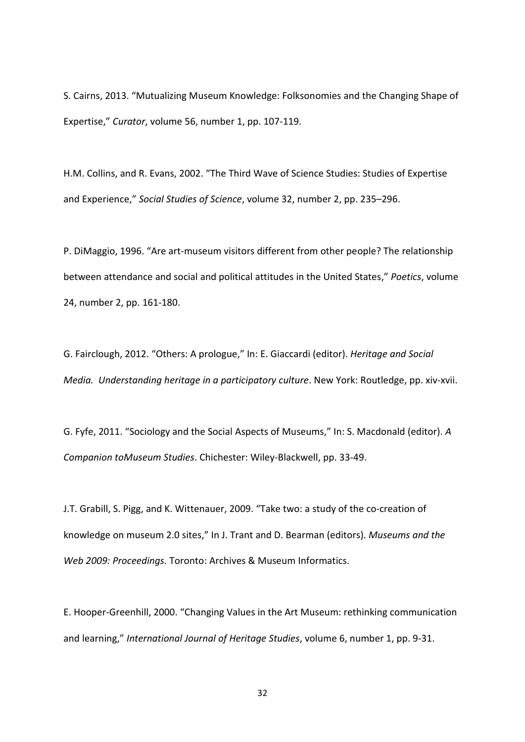S. Cairns, 2013. “Mutualizing Museum Knowledge: Folksonomies and the Changing Shape of Expertise,” *Curator*, volume 56, number 1, pp. 107-119.

H.M. Collins, and R. Evans, 2002. “The Third Wave of Science Studies: Studies of Expertise and Experience,” *Social Studies of Science*, volume 32, number 2, pp. 235–296.

P. DiMaggio, 1996. “Are art-museum visitors different from other people? The relationship between attendance and social and political attitudes in the United States,” *Poetics*, volume 24, number 2, pp. 161-180.

G. Fairclough, 2012. “Others: A prologue,” In: E. Giaccardi (editor). *Heritage and Social Media. Understanding heritage in a participatory culture*. New York: Routledge, pp. xiv-xvii.

G. Fyfe, 2011. “Sociology and the Social Aspects of Museums,” In: S. Macdonald (editor). *A Companion toMuseum Studies*. Chichester: Wiley-Blackwell, pp. 33-49.

J.T. Grabill, S. Pigg, and K. Wittenauer, 2009. “Take two: a study of the co-creation of knowledge on museum 2.0 sites,” In J. Trant and D. Bearman (editors). *Museums and the Web 2009: Proceedings.* Toronto: Archives & Museum Informatics.

E. Hooper-Greenhill, 2000. “Changing Values in the Art Museum: rethinking communication and learning,” *International Journal of Heritage Studies*, volume 6, number 1, pp. 9-31.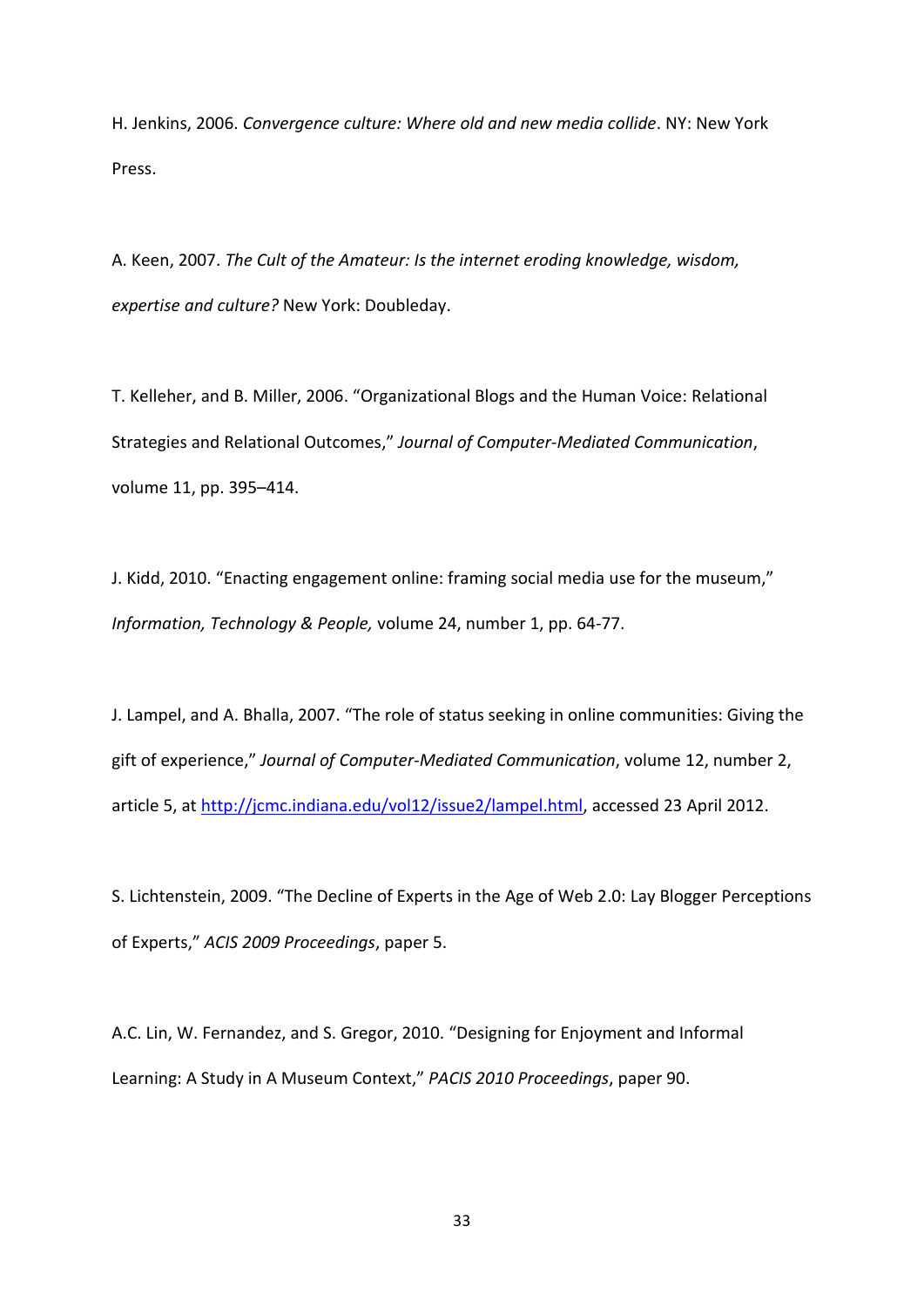H. Jenkins, 2006. *Convergence culture: Where old and new media collide*. NY: New York Press.

A. Keen, 2007. *The Cult of the Amateur: Is the internet eroding knowledge, wisdom, expertise and culture?* New York: Doubleday.

T. Kelleher, and B. Miller, 2006. "Organizational Blogs and the Human Voice: Relational Strategies and Relational Outcomes," *Journal of Computer-Mediated Communication*, volume 11, pp. 395–414.

J. Kidd, 2010. "Enacting engagement online: framing social media use for the museum," *Information, Technology & People,* volume 24, number 1, pp. 64-77.

J. Lampel, and A. Bhalla, 2007. "The role of status seeking in online communities: Giving the gift of experience," *Journal of Computer-Mediated Communication*, volume 12, number 2, article 5, at http://jcmc.indiana.edu/vol12/issue2/lampel.html, accessed 23 April 2012.

S. Lichtenstein, 2009. "The Decline of Experts in the Age of Web 2.0: Lay Blogger Perceptions of Experts," *ACIS 2009 Proceedings*, paper 5.

A.C. Lin, W. Fernandez, and S. Gregor, 2010. "Designing for Enjoyment and Informal Learning: A Study in A Museum Context," *PACIS 2010 Proceedings*, paper 90.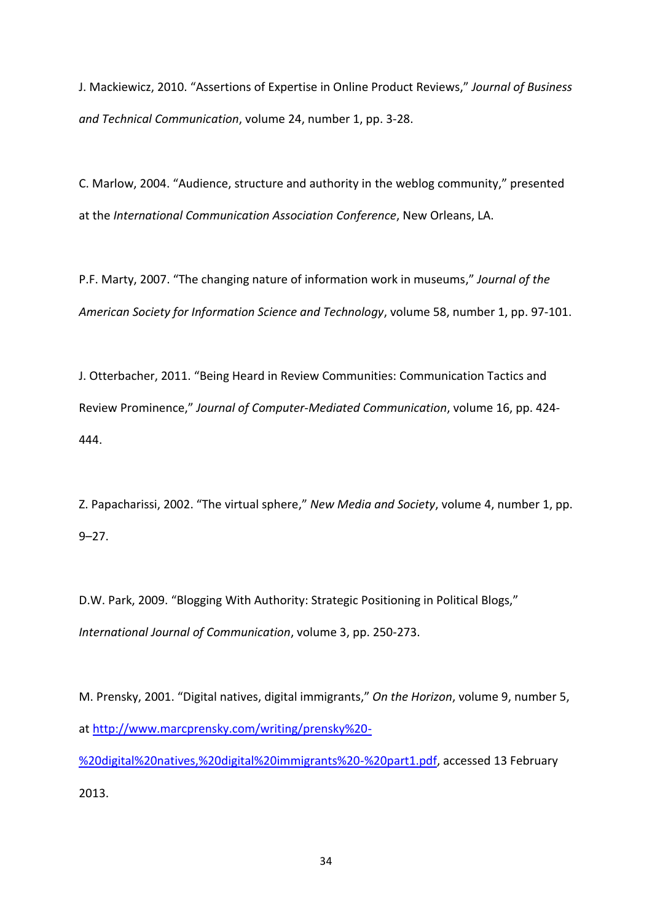J. Mackiewicz, 2010. “Assertions of Expertise in Online Product Reviews,” *Journal of Business and Technical Communication*, volume 24, number 1, pp. 3-28.

C. Marlow, 2004. “Audience, structure and authority in the weblog community,” presented at the *International Communication Association Conference*, New Orleans, LA.

P.F. Marty, 2007. “The changing nature of information work in museums,” *Journal of the American Society for Information Science and Technology*, volume 58, number 1, pp. 97-101.

J. Otterbacher, 2011. “Being Heard in Review Communities: Communication Tactics and Review Prominence,” *Journal of Computer-Mediated Communication*, volume 16, pp. 424-444.

Z. Papacharissi, 2002. “The virtual sphere,” *New Media and Society*, volume 4, number 1, pp. 9–27.

D.W. Park, 2009. “Blogging With Authority: Strategic Positioning in Political Blogs,” *International Journal of Communication*, volume 3, pp. 250-273.

M. Prensky, 2001. “Digital natives, digital immigrants,” *On the Horizon*, volume 9, number 5, at [http://www.marcprensky.com/writing/prensky%20-%20digital%20natives,%20digital%20immigrants%20-%20part1.pdf](http://www.marcprensky.com/writing/prensky%20-%20digital%20natives,%20digital%20immigrants%20-%20part1.pdf), accessed 13 February 2013.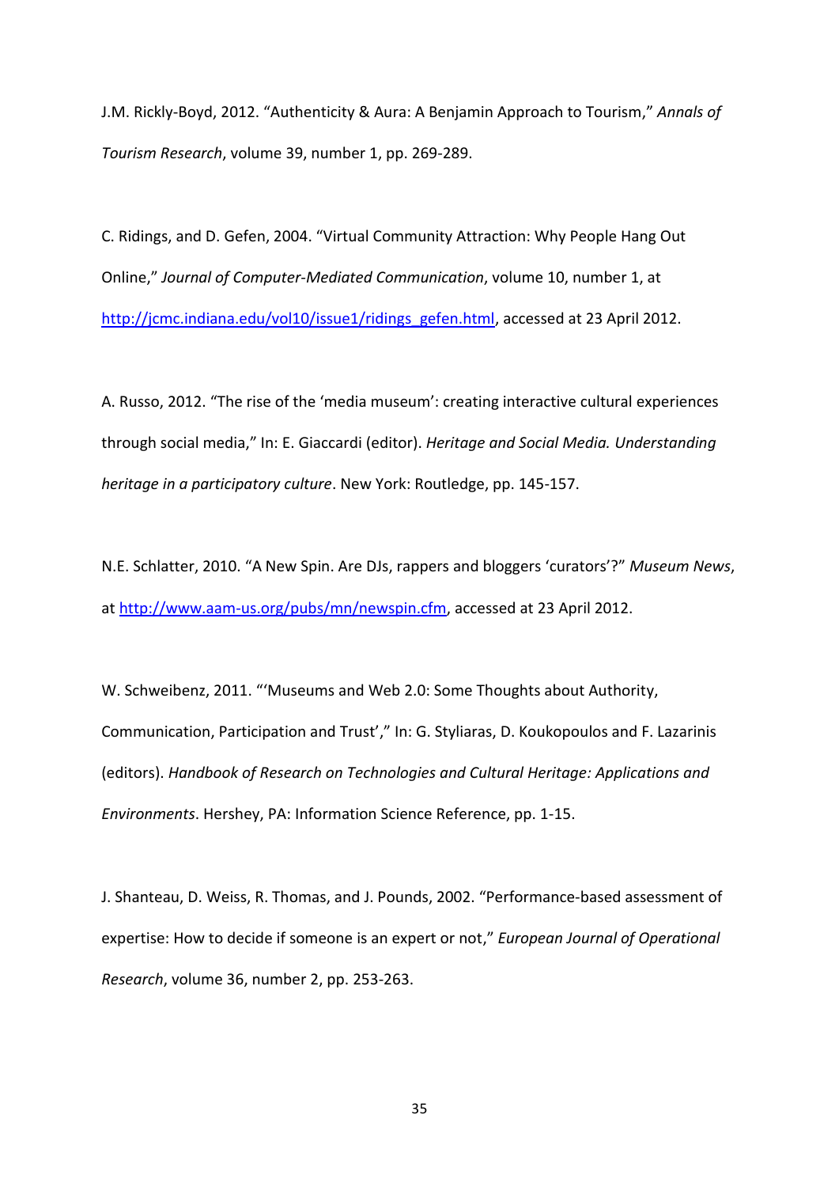J.M. Rickly-Boyd, 2012. “Authenticity & Aura: A Benjamin Approach to Tourism,” *Annals of Tourism Research*, volume 39, number 1, pp. 269-289.

C. Ridings, and D. Gefen, 2004. “Virtual Community Attraction: Why People Hang Out Online,” *Journal of Computer-Mediated Communication*, volume 10, number 1, at http://jcmc.indiana.edu/vol10/issue1/ridings_gefen.html, accessed at 23 April 2012.

A. Russo, 2012. “The rise of the ‘media museum’: creating interactive cultural experiences through social media,” In: E. Giaccardi (editor). *Heritage and Social Media. Understanding heritage in a participatory culture*. New York: Routledge, pp. 145-157.

N.E. Schlatter, 2010. “A New Spin. Are DJs, rappers and bloggers ‘curators’?” *Museum News*, at http://www.aam-us.org/pubs/mn/newspin.cfm, accessed at 23 April 2012.

W. Schweibenz, 2011. “‘Museums and Web 2.0: Some Thoughts about Authority, Communication, Participation and Trust’,” In: G. Styliaras, D. Koukopoulos and F. Lazarinis (editors). *Handbook of Research on Technologies and Cultural Heritage: Applications and Environments*. Hershey, PA: Information Science Reference, pp. 1-15.

J. Shanteau, D. Weiss, R. Thomas, and J. Pounds, 2002. “Performance-based assessment of expertise: How to decide if someone is an expert or not,” *European Journal of Operational Research*, volume 36, number 2, pp. 253-263.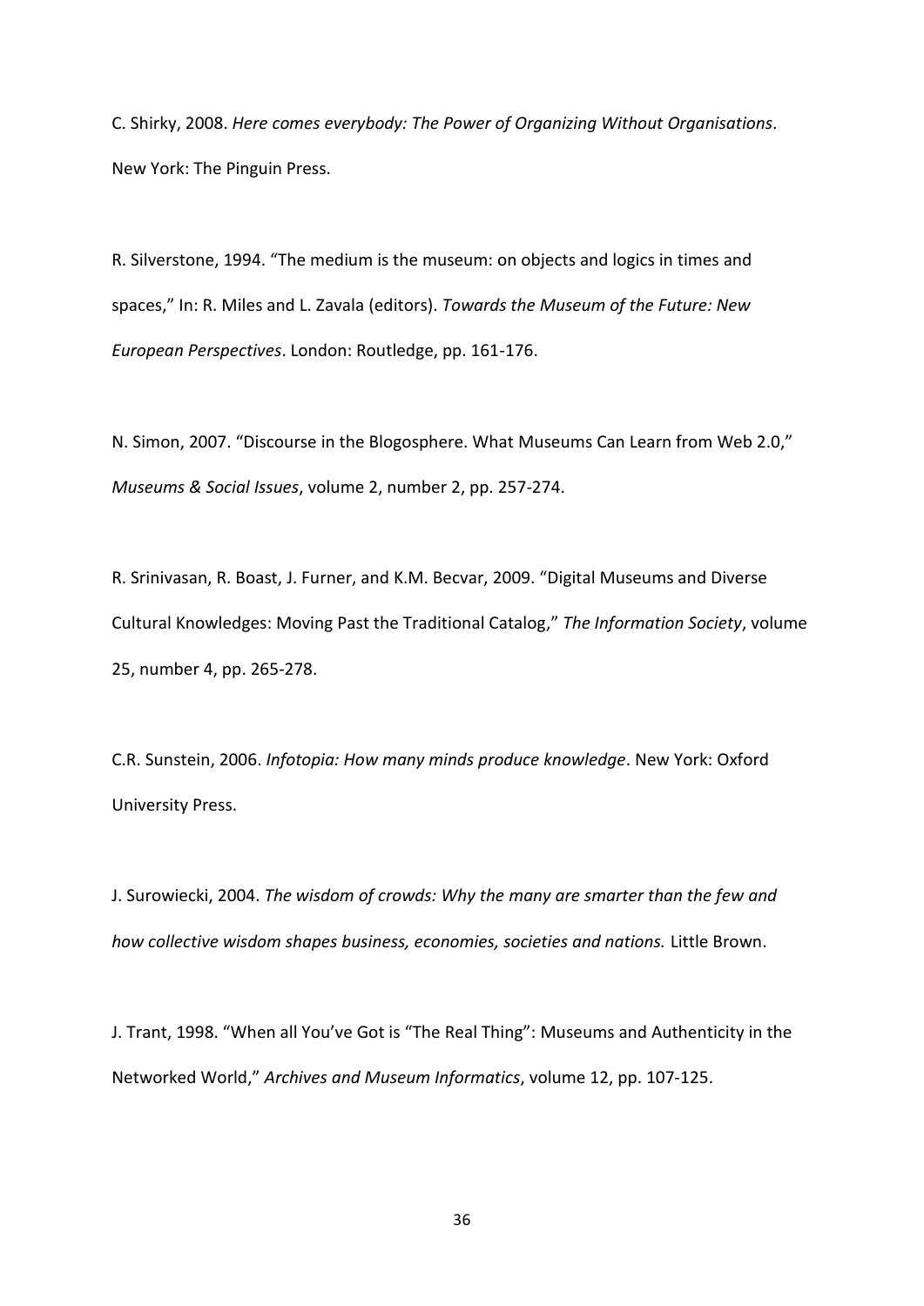C. Shirky, 2008. *Here comes everybody: The Power of Organizing Without Organisations*. New York: The Pinguin Press.

R. Silverstone, 1994. “The medium is the museum: on objects and logics in times and spaces,” In: R. Miles and L. Zavala (editors). *Towards the Museum of the Future: New European Perspectives*. London: Routledge, pp. 161-176.

N. Simon, 2007. “Discourse in the Blogosphere. What Museums Can Learn from Web 2.0,” *Museums & Social Issues*, volume 2, number 2, pp. 257-274.

R. Srinivasan, R. Boast, J. Furner, and K.M. Becvar, 2009. “Digital Museums and Diverse Cultural Knowledges: Moving Past the Traditional Catalog,” *The Information Society*, volume 25, number 4, pp. 265-278.

C.R. Sunstein, 2006. *Infotopia: How many minds produce knowledge*. New York: Oxford University Press.

J. Surowiecki, 2004. *The wisdom of crowds: Why the many are smarter than the few and how collective wisdom shapes business, economies, societies and nations.* Little Brown.

J. Trant, 1998. “When all You’ve Got is “The Real Thing”: Museums and Authenticity in the Networked World,” *Archives and Museum Informatics*, volume 12, pp. 107-125.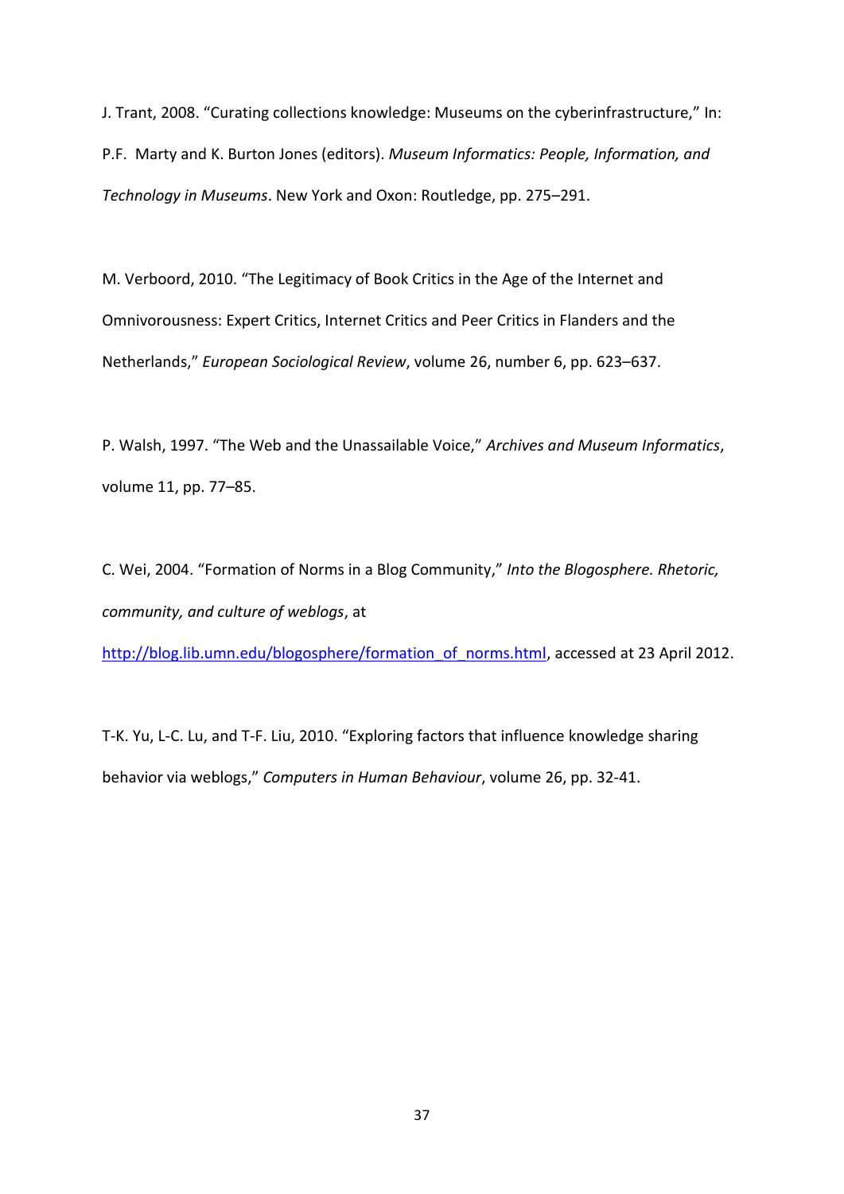J. Trant, 2008. “Curating collections knowledge: Museums on the cyberinfrastructure,” In: P.F. Marty and K. Burton Jones (editors). *Museum Informatics: People, Information, and Technology in Museums*. New York and Oxon: Routledge, pp. 275–291.

M. Verboord, 2010. “The Legitimacy of Book Critics in the Age of the Internet and Omnivorousness: Expert Critics, Internet Critics and Peer Critics in Flanders and the Netherlands,” *European Sociological Review*, volume 26, number 6, pp. 623–637.

P. Walsh, 1997. “The Web and the Unassailable Voice,” *Archives and Museum Informatics*, volume 11, pp. 77–85.

C. Wei, 2004. “Formation of Norms in a Blog Community,” *Into the Blogosphere. Rhetoric, community, and culture of weblogs*, at http://blog.lib.umn.edu/blogosphere/formation_of_norms.html, accessed at 23 April 2012.

T-K. Yu, L-C. Lu, and T-F. Liu, 2010. “Exploring factors that influence knowledge sharing behavior via weblogs,” *Computers in Human Behaviour*, volume 26, pp. 32-41.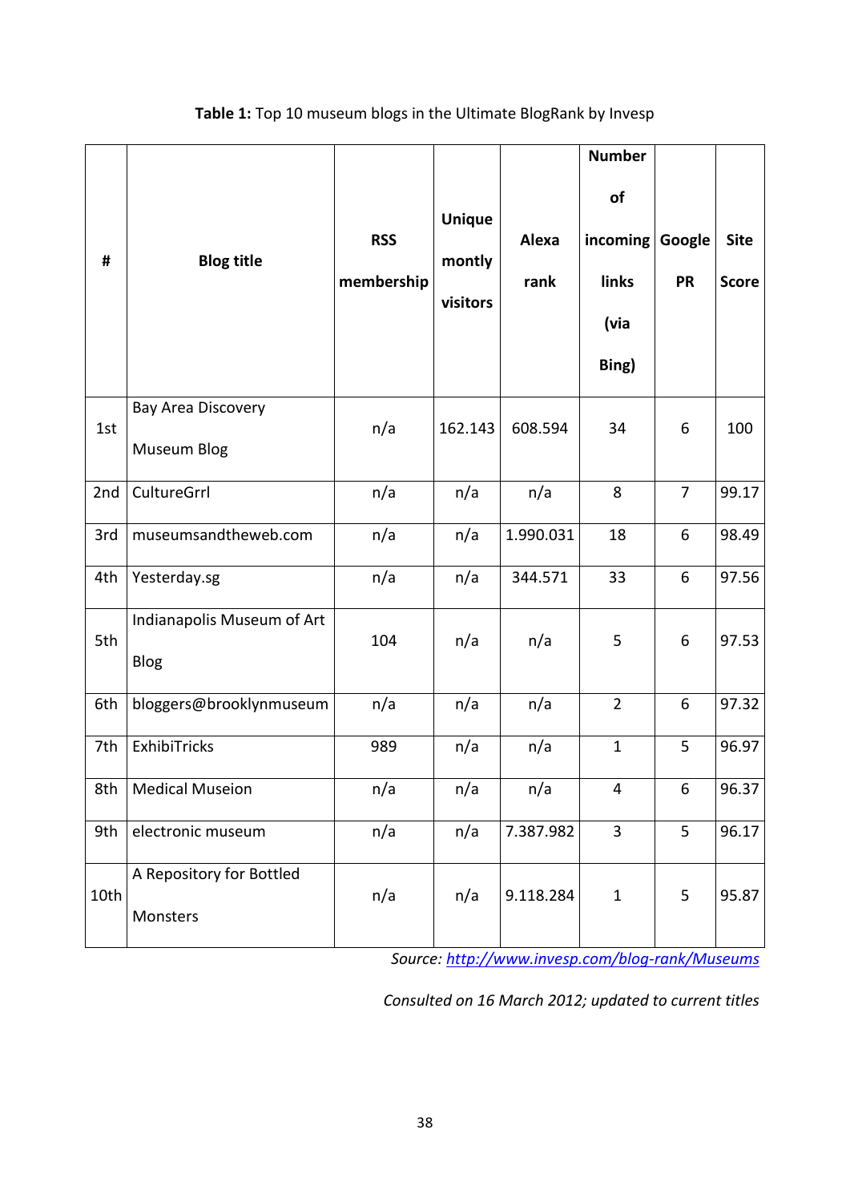**Table 1:** Top 10 museum blogs in the Ultimate BlogRank by Invesp

| # | Blog title | RSS membership | Unique montly visitors | Alexa rank | Number of incoming links (via Bing) | Google PR | Site Score |
|---|---|---|---|---|---|---|---|
| 1st | Bay Area Discovery Museum Blog | n/a | 162.143 | 608.594 | 34 | 6 | 100 |
| 2nd | CultureGrrl | n/a | n/a | n/a | 8 | 7 | 99.17 |
| 3rd | museumsandtheweb.com | n/a | n/a | 1.990.031 | 18 | 6 | 98.49 |
| 4th | Yesterday.sg | n/a | n/a | 344.571 | 33 | 6 | 97.56 |
| 5th | Indianapolis Museum of Art Blog | 104 | n/a | n/a | 5 | 6 | 97.53 |
| 6th | bloggers@brooklynmuseum | n/a | n/a | n/a | 2 | 6 | 97.32 |
| 7th | ExhibiTricks | 989 | n/a | n/a | 1 | 5 | 96.97 |
| 8th | Medical Museion | n/a | n/a | n/a | 4 | 6 | 96.37 |
| 9th | electronic museum | n/a | n/a | 7.387.982 | 3 | 5 | 96.17 |
| 10th | A Repository for Bottled Monsters | n/a | n/a | 9.118.284 | 1 | 5 | 95.87 |

*Source: [http://www.invesp.com/blog-rank/Museums](http://www.invesp.com/blog-rank/Museums)*

*Consulted on 16 March 2012; updated to current titles*